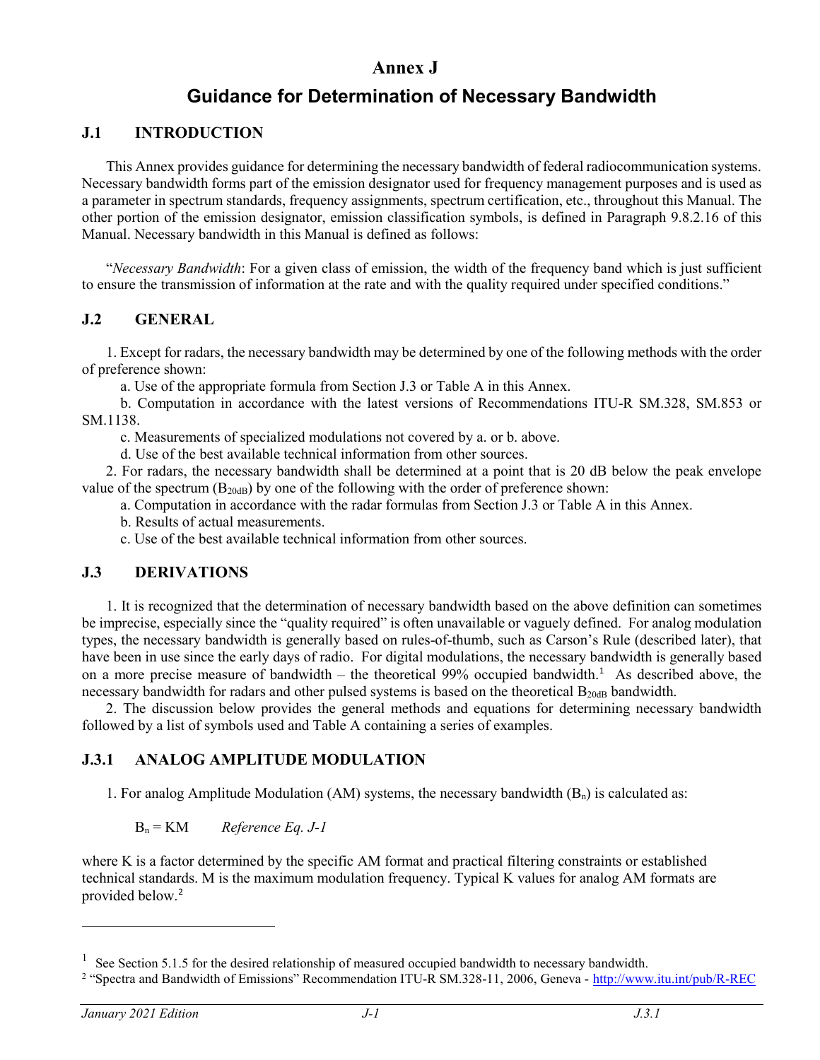# Annex J

# Guidance for Determination of Necessary Bandwidth

## J.1 INTRODUCTION

This Annex provides guidance for determining the necessary bandwidth of federal radiocommunication systems. Necessary bandwidth forms part of the emission designator used for frequency management purposes and is used as a parameter in spectrum standards, frequency assignments, spectrum certification, etc., throughout this Manual. The other portion of the emission designator, emission classification symbols, is defined in Paragraph 9.8.2.16 of this Manual. Necessary bandwidth in this Manual is defined as follows:

"*Necessary Bandwidth*: For a given class of emission, the width of the frequency band which is just sufficient to ensure the transmission of information at the rate and with the quality required under specified conditions."

## J.2 GENERAL

1. Except for radars, the necessary bandwidth may be determined by one of the following methods with the order of preference shown:

   a. Use of the appropriate formula from Section J.3 or Table A in this Annex.

   b. Computation in accordance with the latest versions of Recommendations ITU-R SM.328, SM.853 or SM.1138.

   c. Measurements of specialized modulations not covered by a. or b. above.

   d. Use of the best available technical information from other sources.

2. For radars, the necessary bandwidth shall be determined at a point that is 20 dB below the peak envelope value of the spectrum ($B_{20dB}$) by one of the following with the order of preference shown:

   a. Computation in accordance with the radar formulas from Section J.3 or Table A in this Annex.

   b. Results of actual measurements.

   c. Use of the best available technical information from other sources.

## J.3 DERIVATIONS

1. It is recognized that the determination of necessary bandwidth based on the above definition can sometimes be imprecise, especially since the "quality required" is often unavailable or vaguely defined. For analog modulation types, the necessary bandwidth is generally based on rules-of-thumb, such as Carson's Rule (described later), that have been in use since the early days of radio. For digital modulations, the necessary bandwidth is generally based on a more precise measure of bandwidth – the theoretical 99% occupied bandwidth.[1] As described above, the necessary bandwidth for radars and other pulsed systems is based on the theoretical $B_{20dB}$ bandwidth.

2. The discussion below provides the general methods and equations for determining necessary bandwidth followed by a list of symbols used and Table A containing a series of examples.

### J.3.1 ANALOG AMPLITUDE MODULATION

1. For analog Amplitude Modulation (AM) systems, the necessary bandwidth ($B_n$) is calculated as:

$$B_n = KM \qquad \textit{Reference Eq. J-1}$$

where K is a factor determined by the specific AM format and practical filtering constraints or established technical standards. M is the maximum modulation frequency. Typical K values for analog AM formats are provided below.[2]

---

[1] See Section 5.1.5 for the desired relationship of measured occupied bandwidth to necessary bandwidth.

[2] "Spectra and Bandwidth of Emissions" Recommendation ITU-R SM.328-11, 2006, Geneva - http://www.itu.int/pub/R-REC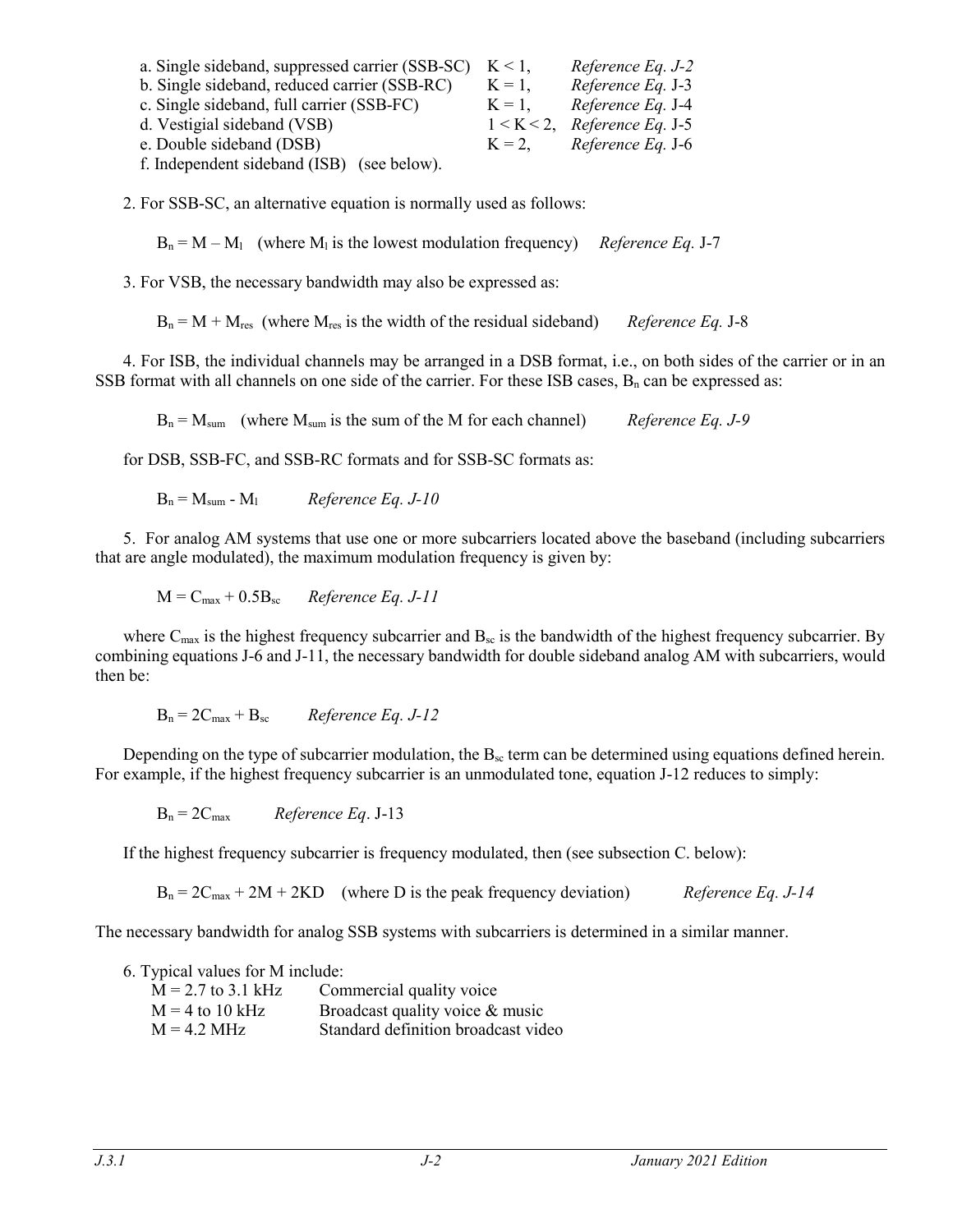a. Single sideband, suppressed carrier (SSB-SC) $K < 1$, *Reference Eq. J-2*
b. Single sideband, reduced carrier (SSB-RC) $K = 1$, *Reference Eq.* J-3
c. Single sideband, full carrier (SSB-FC) $K = 1$, *Reference Eq.* J-4
d. Vestigial sideband (VSB) $1 < K < 2$, *Reference Eq.* J-5
e. Double sideband (DSB) $K = 2$, *Reference Eq.* J-6
f. Independent sideband (ISB) (see below).

2. For SSB-SC, an alternative equation is normally used as follows:

$B_n = M – M_l$ (where $M_l$ is the lowest modulation frequency) *Reference Eq.* J-7

3. For VSB, the necessary bandwidth may also be expressed as:

$B_n = M + M_{res}$ (where $M_{res}$ is the width of the residual sideband) *Reference Eq.* J-8

4. For ISB, the individual channels may be arranged in a DSB format, i.e., on both sides of the carrier or in an SSB format with all channels on one side of the carrier. For these ISB cases, $B_n$ can be expressed as:

$B_n = M_{sum}$ (where $M_{sum}$ is the sum of the M for each channel) *Reference Eq. J-9*

for DSB, SSB-FC, and SSB-RC formats and for SSB-SC formats as:

$B_n = M_{sum} - M_l$ *Reference Eq. J-10*

5. For analog AM systems that use one or more subcarriers located above the baseband (including subcarriers that are angle modulated), the maximum modulation frequency is given by:

$M = C_{max} + 0.5B_{sc}$ *Reference Eq. J-11*

where $C_{max}$ is the highest frequency subcarrier and $B_{sc}$ is the bandwidth of the highest frequency subcarrier. By combining equations J-6 and J-11, the necessary bandwidth for double sideband analog AM with subcarriers, would then be:

$B_n = 2C_{max} + B_{sc}$ *Reference Eq. J-12*

Depending on the type of subcarrier modulation, the $B_{sc}$ term can be determined using equations defined herein. For example, if the highest frequency subcarrier is an unmodulated tone, equation J-12 reduces to simply:

$B_n = 2C_{max}$ *Reference Eq*. J-13

If the highest frequency subcarrier is frequency modulated, then (see subsection C. below):

$B_n = 2C_{max} + 2M + 2KD$ (where D is the peak frequency deviation) *Reference Eq. J-14*

The necessary bandwidth for analog SSB systems with subcarriers is determined in a similar manner.

6. Typical values for M include:
$M = 2.7$ to $3.1$ kHz Commercial quality voice
$M = 4$ to $10$ kHz Broadcast quality voice & music
$M = 4.2$ MHz Standard definition broadcast video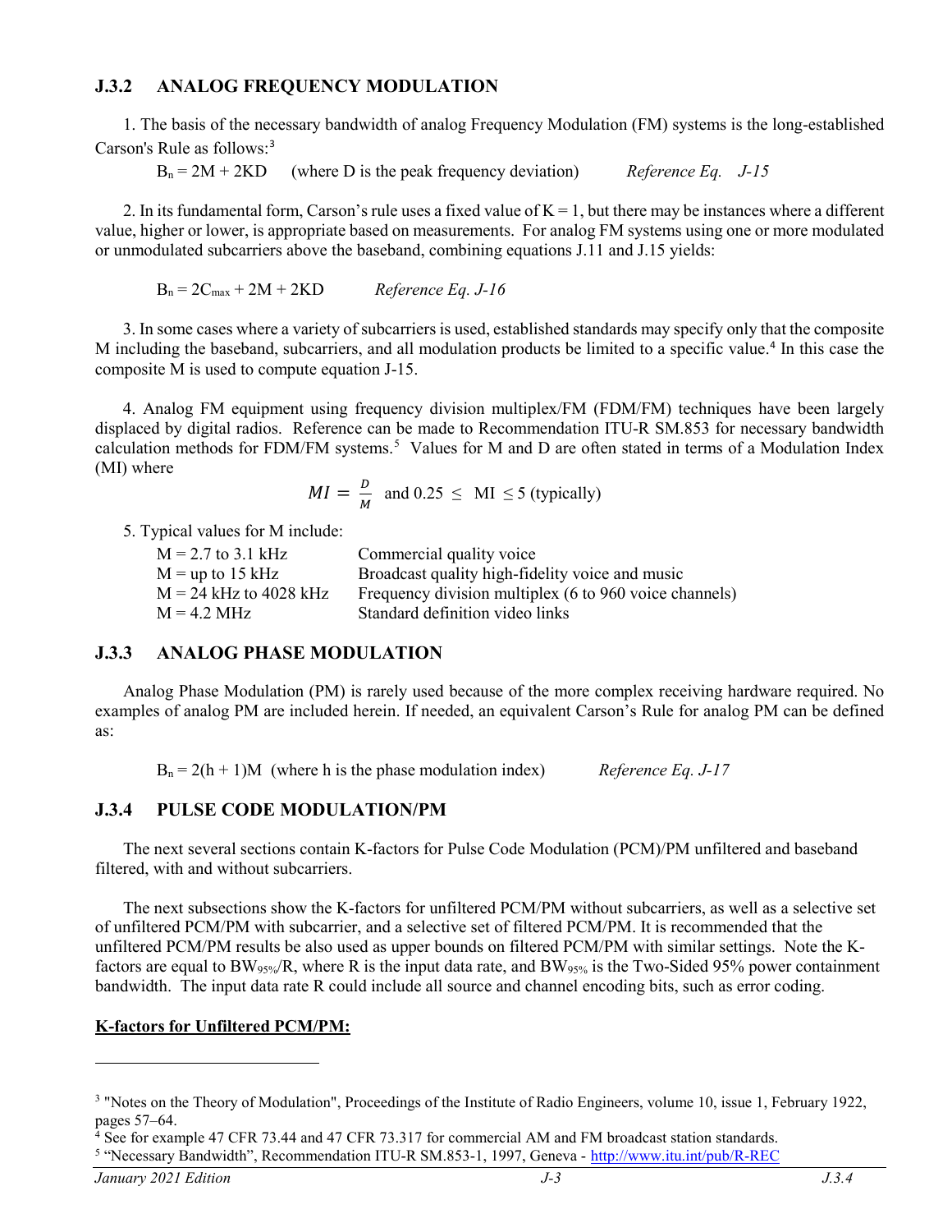### J.3.2 ANALOG FREQUENCY MODULATION

1. The basis of the necessary bandwidth of analog Frequency Modulation (FM) systems is the long-established Carson's Rule as follows:[3]

$B_n = 2M + 2KD$ (where D is the peak frequency deviation) *Reference Eq. J-15*

2. In its fundamental form, Carson's rule uses a fixed value of $K = 1$, but there may be instances where a different value, higher or lower, is appropriate based on measurements. For analog FM systems using one or more modulated or unmodulated subcarriers above the baseband, combining equations J.11 and J.15 yields:

$B_n = 2C_{max} + 2M + 2KD$ *Reference Eq. J-16*

3. In some cases where a variety of subcarriers is used, established standards may specify only that the composite M including the baseband, subcarriers, and all modulation products be limited to a specific value.[4] In this case the composite M is used to compute equation J-15.

4. Analog FM equipment using frequency division multiplex/FM (FDM/FM) techniques have been largely displaced by digital radios. Reference can be made to Recommendation ITU-R SM.853 for necessary bandwidth calculation methods for FDM/FM systems.[5] Values for M and D are often stated in terms of a Modulation Index (MI) where

$$MI = \frac{D}{M} \text{ and } 0.25 \leq \text{ MI } \leq 5 \text{ (typically)}$$

5. Typical values for M include:

| | |
|---|---|
| M = 2.7 to 3.1 kHz | Commercial quality voice |
| M = up to 15 kHz | Broadcast quality high-fidelity voice and music |
| M = 24 kHz to 4028 kHz | Frequency division multiplex (6 to 960 voice channels) |
| M = 4.2 MHz | Standard definition video links |

### J.3.3 ANALOG PHASE MODULATION

Analog Phase Modulation (PM) is rarely used because of the more complex receiving hardware required. No examples of analog PM are included herein. If needed, an equivalent Carson's Rule for analog PM can be defined as:

$B_n = 2(h + 1)M$ (where h is the phase modulation index) *Reference Eq. J-17*

### J.3.4 PULSE CODE MODULATION/PM

The next several sections contain K-factors for Pulse Code Modulation (PCM)/PM unfiltered and baseband filtered, with and without subcarriers.

The next subsections show the K-factors for unfiltered PCM/PM without subcarriers, as well as a selective set of unfiltered PCM/PM with subcarrier, and a selective set of filtered PCM/PM. It is recommended that the unfiltered PCM/PM results be also used as upper bounds on filtered PCM/PM with similar settings. Note the K-factors are equal to $BW_{95\%}/R$, where R is the input data rate, and $BW_{95\%}$ is the Two-Sided 95% power containment bandwidth. The input data rate R could include all source and channel encoding bits, such as error coding.

**<u>K-factors for Unfiltered PCM/PM:</u>**

---

[3] "Notes on the Theory of Modulation", Proceedings of the Institute of Radio Engineers, volume 10, issue 1, February 1922, pages 57–64.

[4] See for example 47 CFR 73.44 and 47 CFR 73.317 for commercial AM and FM broadcast station standards.

[5] "Necessary Bandwidth", Recommendation ITU-R SM.853-1, 1997, Geneva - http://www.itu.int/pub/R-REC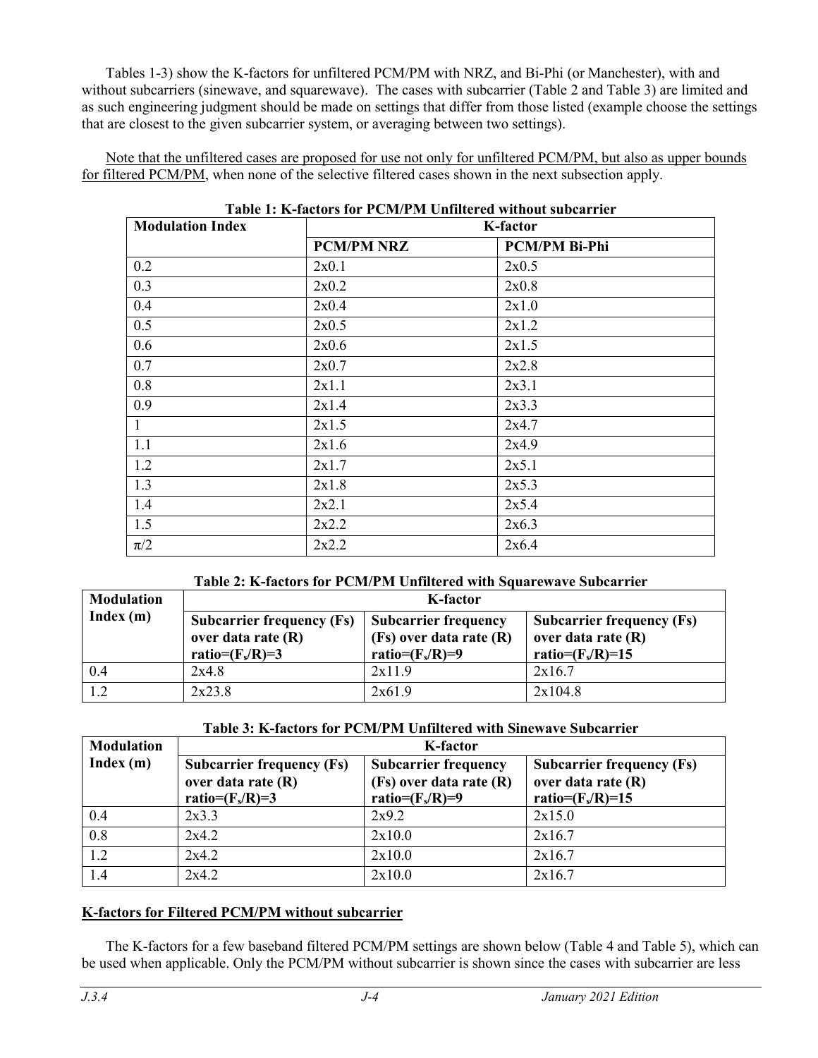Tables 1-3) show the K-factors for unfiltered PCM/PM with NRZ, and Bi-Phi (or Manchester), with and without subcarriers (sinewave, and squarewave). The cases with subcarrier (Table 2 and Table 3) are limited and as such engineering judgment should be made on settings that differ from those listed (example choose the settings that are closest to the given subcarrier system, or averaging between two settings).

Note that the unfiltered cases are proposed for use not only for unfiltered PCM/PM, but also as upper bounds for filtered PCM/PM, when none of the selective filtered cases shown in the next subsection apply.

**Table 1: K-factors for PCM/PM Unfiltered without subcarrier**

| Modulation Index | K-factor | |
|---|---|---|
| | **PCM/PM NRZ** | **PCM/PM Bi-Phi** |
| 0.2 | 2x0.1 | 2x0.5 |
| 0.3 | 2x0.2 | 2x0.8 |
| 0.4 | 2x0.4 | 2x1.0 |
| 0.5 | 2x0.5 | 2x1.2 |
| 0.6 | 2x0.6 | 2x1.5 |
| 0.7 | 2x0.7 | 2x2.8 |
| 0.8 | 2x1.1 | 2x3.1 |
| 0.9 | 2x1.4 | 2x3.3 |
| 1 | 2x1.5 | 2x4.7 |
| 1.1 | 2x1.6 | 2x4.9 |
| 1.2 | 2x1.7 | 2x5.1 |
| 1.3 | 2x1.8 | 2x5.3 |
| 1.4 | 2x2.1 | 2x5.4 |
| 1.5 | 2x2.2 | 2x6.3 |
| $\pi/2$ | 2x2.2 | 2x6.4 |

**Table 2: K-factors for PCM/PM Unfiltered with Squarewave Subcarrier**

| Modulation Index (m) | K-factor | | |
|---|---|---|---|
| | **Subcarrier frequency (Fs) over data rate (R) ratio=($F_s$/R)=3** | **Subcarrier frequency (Fs) over data rate (R) ratio=($F_s$/R)=9** | **Subcarrier frequency (Fs) over data rate (R) ratio=($F_s$/R)=15** |
| 0.4 | 2x4.8 | 2x11.9 | 2x16.7 |
| 1.2 | 2x23.8 | 2x61.9 | 2x104.8 |

**Table 3: K-factors for PCM/PM Unfiltered with Sinewave Subcarrier**

| Modulation Index (m) | K-factor | | |
|---|---|---|---|
| | **Subcarrier frequency (Fs) over data rate (R) ratio=($F_s$/R)=3** | **Subcarrier frequency (Fs) over data rate (R) ratio=($F_s$/R)=9** | **Subcarrier frequency (Fs) over data rate (R) ratio=($F_s$/R)=15** |
| 0.4 | 2x3.3 | 2x9.2 | 2x15.0 |
| 0.8 | 2x4.2 | 2x10.0 | 2x16.7 |
| 1.2 | 2x4.2 | 2x10.0 | 2x16.7 |
| 1.4 | 2x4.2 | 2x10.0 | 2x16.7 |

**K-factors for Filtered PCM/PM without subcarrier**

The K-factors for a few baseband filtered PCM/PM settings are shown below (Table 4 and Table 5), which can be used when applicable. Only the PCM/PM without subcarrier is shown since the cases with subcarrier are less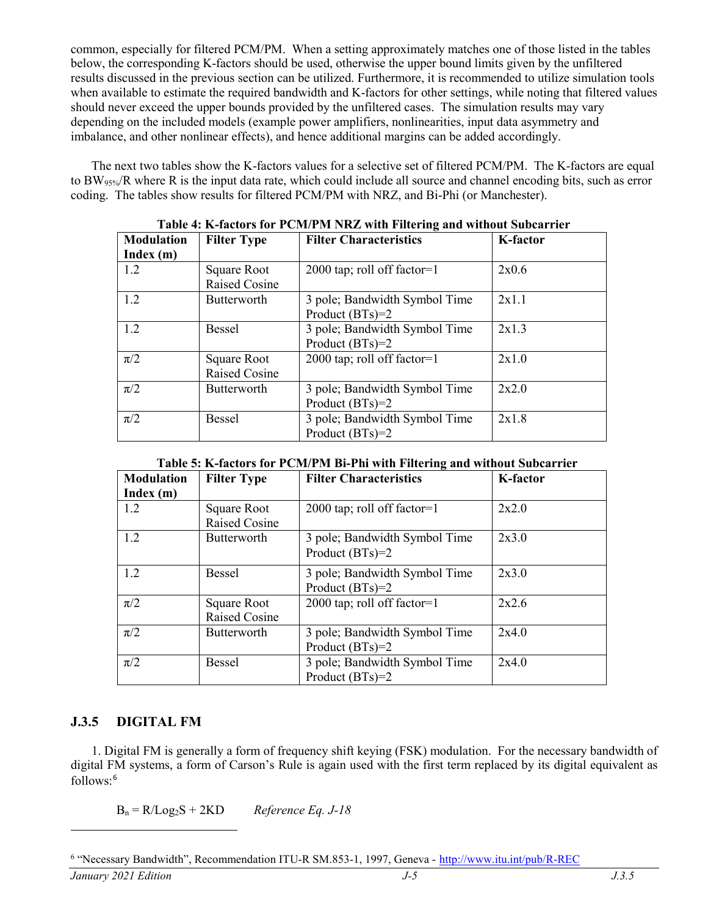common, especially for filtered PCM/PM. When a setting approximately matches one of those listed in the tables below, the corresponding K-factors should be used, otherwise the upper bound limits given by the unfiltered results discussed in the previous section can be utilized. Furthermore, it is recommended to utilize simulation tools when available to estimate the required bandwidth and K-factors for other settings, while noting that filtered values should never exceed the upper bounds provided by the unfiltered cases. The simulation results may vary depending on the included models (example power amplifiers, nonlinearities, input data asymmetry and imbalance, and other nonlinear effects), and hence additional margins can be added accordingly.

The next two tables show the K-factors values for a selective set of filtered PCM/PM. The K-factors are equal to $BW_{95\%}/R$ where R is the input data rate, which could include all source and channel encoding bits, such as error coding. The tables show results for filtered PCM/PM with NRZ, and Bi-Phi (or Manchester).

**Table 4: K-factors for PCM/PM NRZ with Filtering and without Subcarrier**

| Modulation Index (m) | Filter Type | Filter Characteristics | K-factor |
|---|---|---|---|
| 1.2 | Square Root Raised Cosine | 2000 tap; roll off factor=1 | 2x0.6 |
| 1.2 | Butterworth | 3 pole; Bandwidth Symbol Time Product (BTs)=2 | 2x1.1 |
| 1.2 | Bessel | 3 pole; Bandwidth Symbol Time Product (BTs)=2 | 2x1.3 |
| $\pi/2$ | Square Root Raised Cosine | 2000 tap; roll off factor=1 | 2x1.0 |
| $\pi/2$ | Butterworth | 3 pole; Bandwidth Symbol Time Product (BTs)=2 | 2x2.0 |
| $\pi/2$ | Bessel | 3 pole; Bandwidth Symbol Time Product (BTs)=2 | 2x1.8 |

**Table 5: K-factors for PCM/PM Bi-Phi with Filtering and without Subcarrier**

| Modulation Index (m) | Filter Type | Filter Characteristics | K-factor |
|---|---|---|---|
| 1.2 | Square Root Raised Cosine | 2000 tap; roll off factor=1 | 2x2.0 |
| 1.2 | Butterworth | 3 pole; Bandwidth Symbol Time Product (BTs)=2 | 2x3.0 |
| 1.2 | Bessel | 3 pole; Bandwidth Symbol Time Product (BTs)=2 | 2x3.0 |
| $\pi/2$ | Square Root Raised Cosine | 2000 tap; roll off factor=1 | 2x2.6 |
| $\pi/2$ | Butterworth | 3 pole; Bandwidth Symbol Time Product (BTs)=2 | 2x4.0 |
| $\pi/2$ | Bessel | 3 pole; Bandwidth Symbol Time Product (BTs)=2 | 2x4.0 |

### J.3.5 DIGITAL FM

1. Digital FM is generally a form of frequency shift keying (FSK) modulation. For the necessary bandwidth of digital FM systems, a form of Carson's Rule is again used with the first term replaced by its digital equivalent as follows:[6]

$$B_n = R/\text{Log}_2 S + 2KD \qquad \textit{Reference Eq. J-18}$$

[6] "Necessary Bandwidth", Recommendation ITU-R SM.853-1, 1997, Geneva - http://www.itu.int/pub/R-REC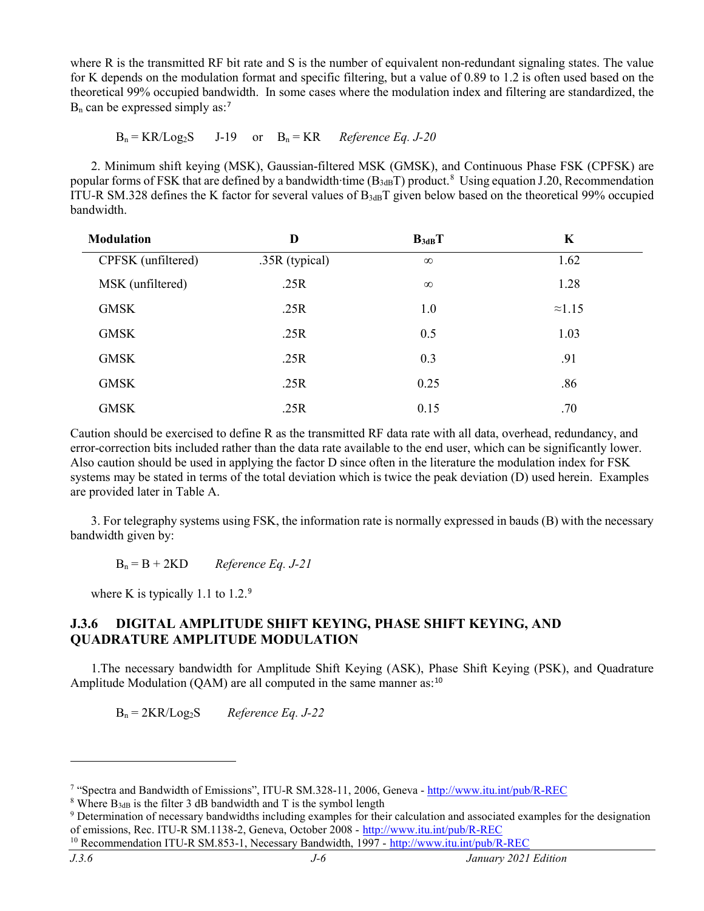where R is the transmitted RF bit rate and S is the number of equivalent non-redundant signaling states. The value for K depends on the modulation format and specific filtering, but a value of 0.89 to 1.2 is often used based on the theoretical 99% occupied bandwidth. In some cases where the modulation index and filtering are standardized, the $B_n$ can be expressed simply as:[7]

$B_n = KR/\log_2 S$ J-19 or $B_n = KR$ *Reference Eq. J-20*

2. Minimum shift keying (MSK), Gaussian-filtered MSK (GMSK), and Continuous Phase FSK (CPFSK) are popular forms of FSK that are defined by a bandwidth·time ($B_{3dB}T$) product.[8] Using equation J.20, Recommendation ITU-R SM.328 defines the K factor for several values of $B_{3dB}T$ given below based on the theoretical 99% occupied bandwidth.

| Modulation | D | $B_{3dB}T$ | K |
|---|---|---|---|
| CPFSK (unfiltered) | .35R (typical) | $\infty$ | 1.62 |
| MSK (unfiltered) | .25R | $\infty$ | 1.28 |
| GMSK | .25R | 1.0 | ≈1.15 |
| GMSK | .25R | 0.5 | 1.03 |
| GMSK | .25R | 0.3 | .91 |
| GMSK | .25R | 0.25 | .86 |
| GMSK | .25R | 0.15 | .70 |

Caution should be exercised to define R as the transmitted RF data rate with all data, overhead, redundancy, and error-correction bits included rather than the data rate available to the end user, which can be significantly lower. Also caution should be used in applying the factor D since often in the literature the modulation index for FSK systems may be stated in terms of the total deviation which is twice the peak deviation (D) used herein. Examples are provided later in Table A.

3. For telegraphy systems using FSK, the information rate is normally expressed in bauds (B) with the necessary bandwidth given by:

$B_n = B + 2KD$ *Reference Eq. J-21*

where K is typically 1.1 to 1.2.[9]

### J.3.6 DIGITAL AMPLITUDE SHIFT KEYING, PHASE SHIFT KEYING, AND QUADRATURE AMPLITUDE MODULATION

1.The necessary bandwidth for Amplitude Shift Keying (ASK), Phase Shift Keying (PSK), and Quadrature Amplitude Modulation (QAM) are all computed in the same manner as:[10]

$B_n = 2KR/\log_2 S$ *Reference Eq. J-22*

---

[7] "Spectra and Bandwidth of Emissions", ITU-R SM.328-11, 2006, Geneva - http://www.itu.int/pub/R-REC

[8] Where $B_{3dB}$ is the filter 3 dB bandwidth and T is the symbol length

[9] Determination of necessary bandwidths including examples for their calculation and associated examples for the designation of emissions, Rec. ITU-R SM.1138-2, Geneva, October 2008 - http://www.itu.int/pub/R-REC

[10] Recommendation ITU-R SM.853-1, Necessary Bandwidth, 1997 - http://www.itu.int/pub/R-REC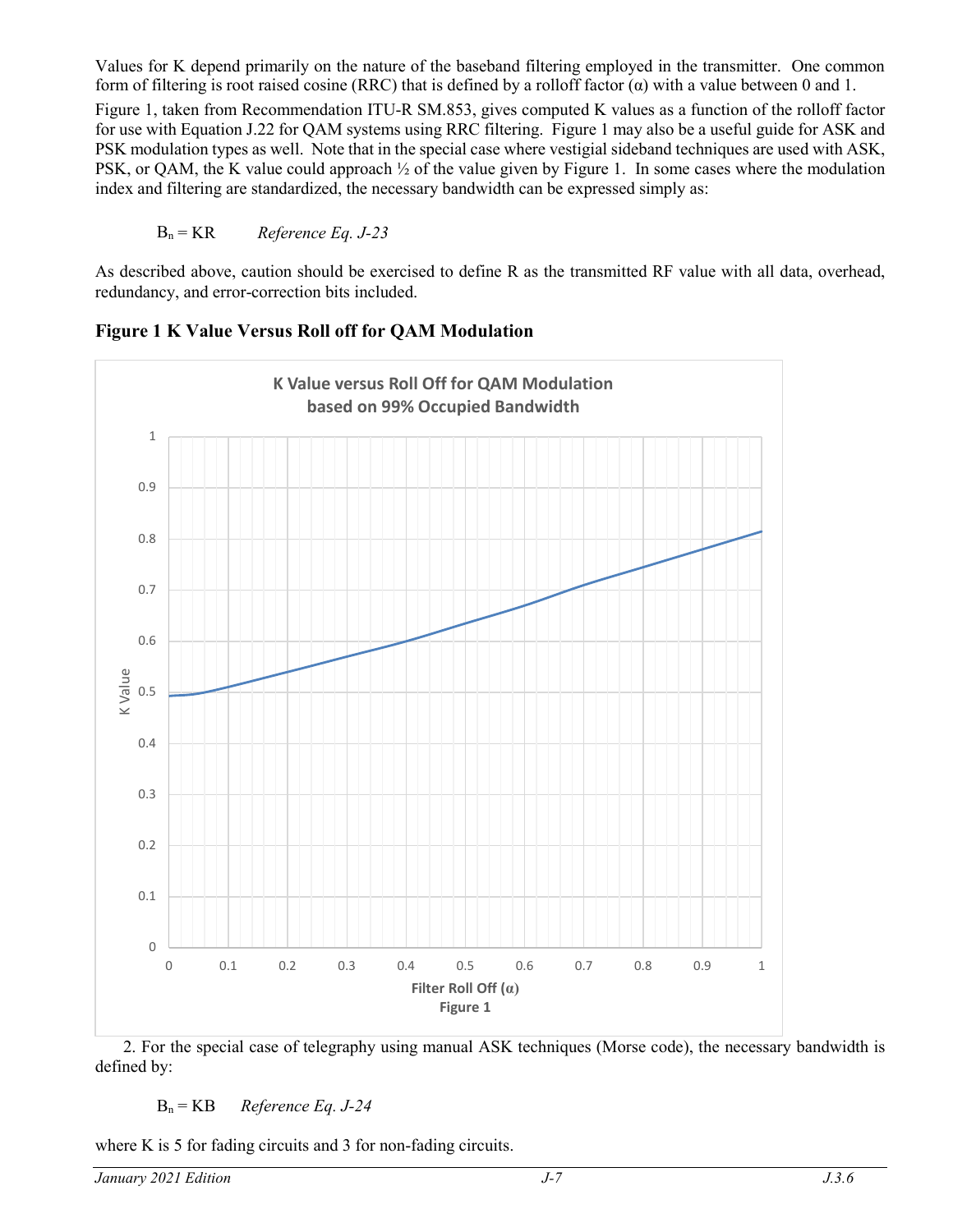Values for K depend primarily on the nature of the baseband filtering employed in the transmitter. One common form of filtering is root raised cosine (RRC) that is defined by a rolloff factor ($\alpha$) with a value between 0 and 1. Figure 1, taken from Recommendation ITU-R SM.853, gives computed K values as a function of the rolloff factor for use with Equation J.22 for QAM systems using RRC filtering. Figure 1 may also be a useful guide for ASK and PSK modulation types as well. Note that in the special case where vestigial sideband techniques are used with ASK, PSK, or QAM, the K value could approach ½ of the value given by Figure 1. In some cases where the modulation index and filtering are standardized, the necessary bandwidth can be expressed simply as:

$$B_n = KR \qquad \textit{Reference Eq. J-23}$$

As described above, caution should be exercised to define R as the transmitted RF value with all data, overhead, redundancy, and error-correction bits included.

**Figure 1 K Value Versus Roll off for QAM Modulation**

2. For the special case of telegraphy using manual ASK techniques (Morse code), the necessary bandwidth is defined by:

$$B_n = KB \qquad \textit{Reference Eq. J-24}$$

where K is 5 for fading circuits and 3 for non-fading circuits.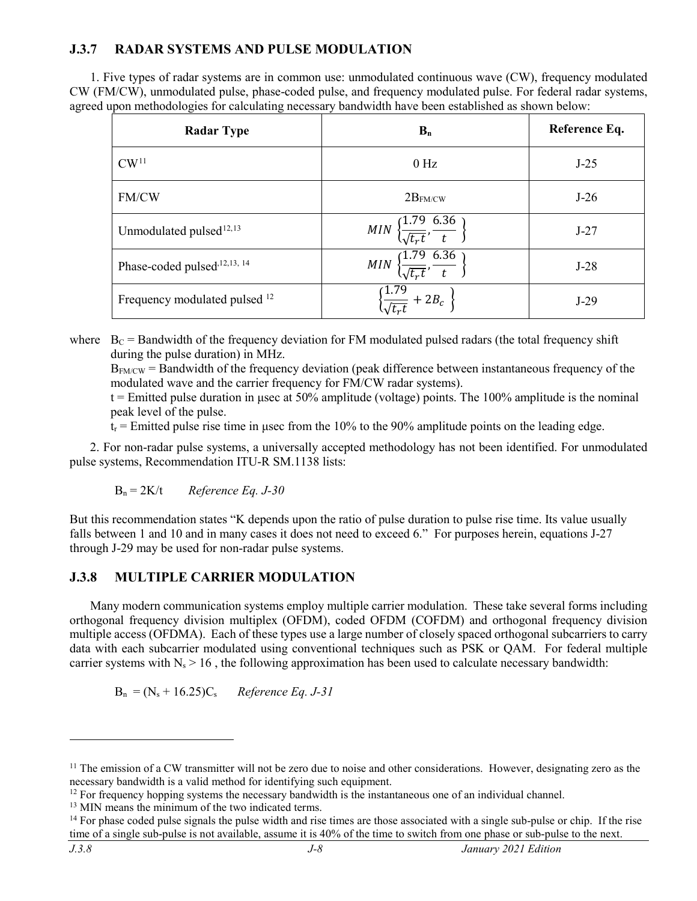### J.3.7 RADAR SYSTEMS AND PULSE MODULATION

1. Five types of radar systems are in common use: unmodulated continuous wave (CW), frequency modulated CW (FM/CW), unmodulated pulse, phase-coded pulse, and frequency modulated pulse. For federal radar systems, agreed upon methodologies for calculating necessary bandwidth have been established as shown below:

| Radar Type | $B_n$ | Reference Eq. |
|---|---|---|
| CW[11] | 0 Hz | J-25 |
| FM/CW | $2B_{FM/CW}$ | J-26 |
| Unmodulated pulsed[12,13] | $MIN\left\{\frac{1.79}{\sqrt{t_r t}}, \frac{6.36}{t}\right\}$ | J-27 |
| Phase-coded pulsed[12,13,14] | $MIN\left\{\frac{1.79}{\sqrt{t_r t}}, \frac{6.36}{t}\right\}$ | J-28 |
| Frequency modulated pulsed[12] | $\left\{\frac{1.79}{\sqrt{t_r t}} + 2B_c\right\}$ | J-29 |

where $B_C$ = Bandwidth of the frequency deviation for FM modulated pulsed radars (the total frequency shift during the pulse duration) in MHz.

$B_{FM/CW}$ = Bandwidth of the frequency deviation (peak difference between instantaneous frequency of the modulated wave and the carrier frequency for FM/CW radar systems).

t = Emitted pulse duration in μsec at 50% amplitude (voltage) points. The 100% amplitude is the nominal peak level of the pulse.

$t_r$ = Emitted pulse rise time in μsec from the 10% to the 90% amplitude points on the leading edge.

2. For non-radar pulse systems, a universally accepted methodology has not been identified. For unmodulated pulse systems, Recommendation ITU-R SM.1138 lists:

$B_n = 2K/t$ *Reference Eq. J-30*

But this recommendation states "K depends upon the ratio of pulse duration to pulse rise time. Its value usually falls between 1 and 10 and in many cases it does not need to exceed 6." For purposes herein, equations J-27 through J-29 may be used for non-radar pulse systems.

### J.3.8 MULTIPLE CARRIER MODULATION

Many modern communication systems employ multiple carrier modulation. These take several forms including orthogonal frequency division multiplex (OFDM), coded OFDM (COFDM) and orthogonal frequency division multiple access (OFDMA). Each of these types use a large number of closely spaced orthogonal subcarriers to carry data with each subcarrier modulated using conventional techniques such as PSK or QAM. For federal multiple carrier systems with $N_s > 16$, the following approximation has been used to calculate necessary bandwidth:

$B_n = (N_s + 16.25)C_s$ *Reference Eq. J-31*

---

[11] The emission of a CW transmitter will not be zero due to noise and other considerations. However, designating zero as the necessary bandwidth is a valid method for identifying such equipment.

[12] For frequency hopping systems the necessary bandwidth is the instantaneous one of an individual channel.

[13] MIN means the minimum of the two indicated terms.

[14] For phase coded pulse signals the pulse width and rise times are those associated with a single sub-pulse or chip. If the rise time of a single sub-pulse is not available, assume it is 40% of the time to switch from one phase or sub-pulse to the next.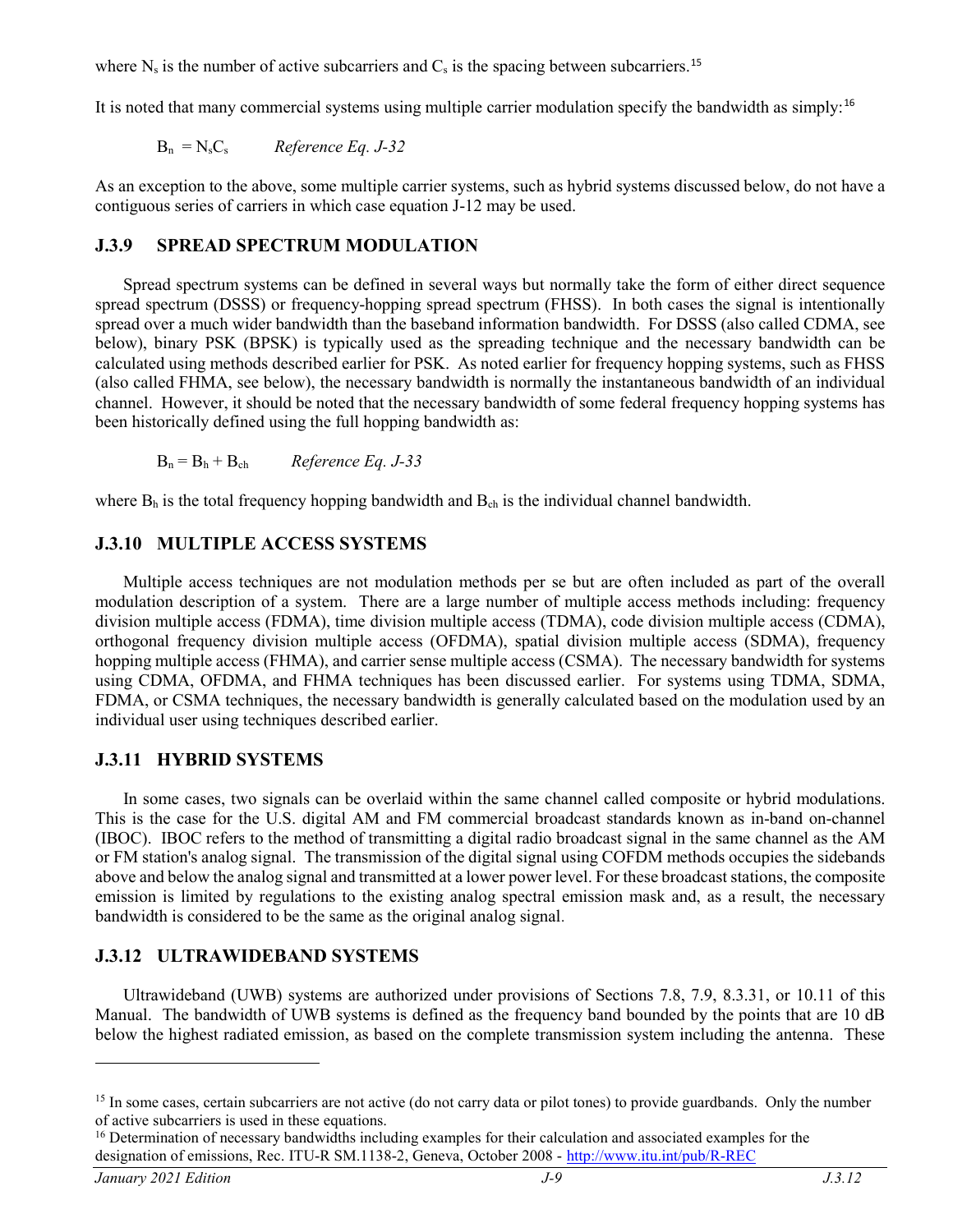where $N_s$ is the number of active subcarriers and $C_s$ is the spacing between subcarriers.[15]

It is noted that many commercial systems using multiple carrier modulation specify the bandwidth as simply:[16]

$$B_n = N_s C_s \qquad \textit{Reference Eq. J-32}$$

As an exception to the above, some multiple carrier systems, such as hybrid systems discussed below, do not have a contiguous series of carriers in which case equation J-12 may be used.

### J.3.9 SPREAD SPECTRUM MODULATION

Spread spectrum systems can be defined in several ways but normally take the form of either direct sequence spread spectrum (DSSS) or frequency-hopping spread spectrum (FHSS). In both cases the signal is intentionally spread over a much wider bandwidth than the baseband information bandwidth. For DSSS (also called CDMA, see below), binary PSK (BPSK) is typically used as the spreading technique and the necessary bandwidth can be calculated using methods described earlier for PSK. As noted earlier for frequency hopping systems, such as FHSS (also called FHMA, see below), the necessary bandwidth is normally the instantaneous bandwidth of an individual channel. However, it should be noted that the necessary bandwidth of some federal frequency hopping systems has been historically defined using the full hopping bandwidth as:

$$B_n = B_h + B_{ch} \qquad \textit{Reference Eq. J-33}$$

where $B_h$ is the total frequency hopping bandwidth and $B_{ch}$ is the individual channel bandwidth.

### J.3.10 MULTIPLE ACCESS SYSTEMS

Multiple access techniques are not modulation methods per se but are often included as part of the overall modulation description of a system. There are a large number of multiple access methods including: frequency division multiple access (FDMA), time division multiple access (TDMA), code division multiple access (CDMA), orthogonal frequency division multiple access (OFDMA), spatial division multiple access (SDMA), frequency hopping multiple access (FHMA), and carrier sense multiple access (CSMA). The necessary bandwidth for systems using CDMA, OFDMA, and FHMA techniques has been discussed earlier. For systems using TDMA, SDMA, FDMA, or CSMA techniques, the necessary bandwidth is generally calculated based on the modulation used by an individual user using techniques described earlier.

### J.3.11 HYBRID SYSTEMS

In some cases, two signals can be overlaid within the same channel called composite or hybrid modulations. This is the case for the U.S. digital AM and FM commercial broadcast standards known as in-band on-channel (IBOC). IBOC refers to the method of transmitting a digital radio broadcast signal in the same channel as the AM or FM station's analog signal. The transmission of the digital signal using COFDM methods occupies the sidebands above and below the analog signal and transmitted at a lower power level. For these broadcast stations, the composite emission is limited by regulations to the existing analog spectral emission mask and, as a result, the necessary bandwidth is considered to be the same as the original analog signal.

### J.3.12 ULTRAWIDEBAND SYSTEMS

Ultrawideband (UWB) systems are authorized under provisions of Sections 7.8, 7.9, 8.3.31, or 10.11 of this Manual. The bandwidth of UWB systems is defined as the frequency band bounded by the points that are 10 dB below the highest radiated emission, as based on the complete transmission system including the antenna. These

---

[15] In some cases, certain subcarriers are not active (do not carry data or pilot tones) to provide guardbands. Only the number of active subcarriers is used in these equations.

[16] Determination of necessary bandwidths including examples for their calculation and associated examples for the designation of emissions, Rec. ITU-R SM.1138-2, Geneva, October 2008 - http://www.itu.int/pub/R-REC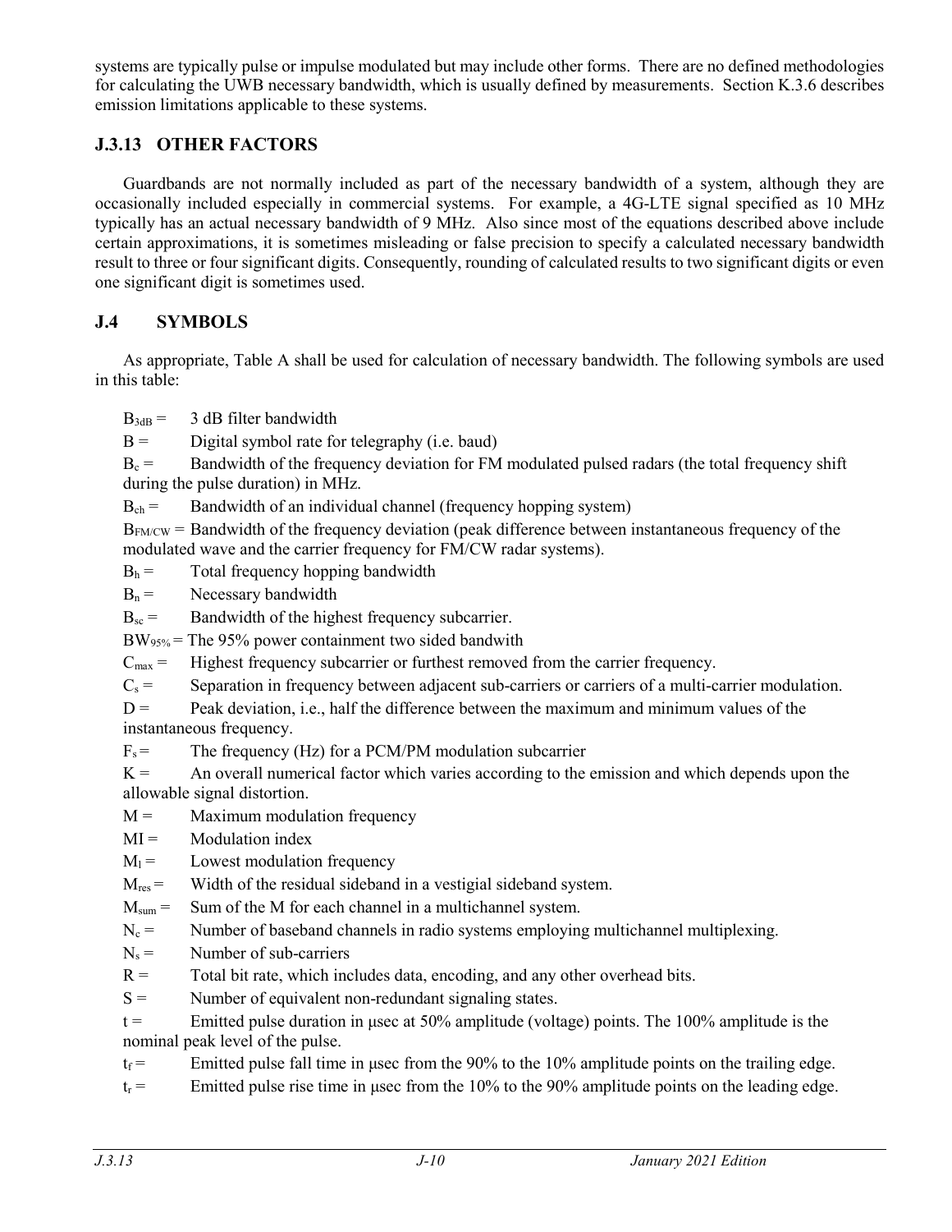systems are typically pulse or impulse modulated but may include other forms. There are no defined methodologies for calculating the UWB necessary bandwidth, which is usually defined by measurements. Section K.3.6 describes emission limitations applicable to these systems.

### J.3.13 OTHER FACTORS

Guardbands are not normally included as part of the necessary bandwidth of a system, although they are occasionally included especially in commercial systems. For example, a 4G-LTE signal specified as 10 MHz typically has an actual necessary bandwidth of 9 MHz. Also since most of the equations described above include certain approximations, it is sometimes misleading or false precision to specify a calculated necessary bandwidth result to three or four significant digits. Consequently, rounding of calculated results to two significant digits or even one significant digit is sometimes used.

## J.4 SYMBOLS

As appropriate, Table A shall be used for calculation of necessary bandwidth. The following symbols are used in this table:

$B_{3dB}$ = 3 dB filter bandwidth

$B$ = Digital symbol rate for telegraphy (i.e. baud)

$B_c$ = Bandwidth of the frequency deviation for FM modulated pulsed radars (the total frequency shift during the pulse duration) in MHz.

$B_{ch}$ = Bandwidth of an individual channel (frequency hopping system)

$B_{FM/CW}$ = Bandwidth of the frequency deviation (peak difference between instantaneous frequency of the modulated wave and the carrier frequency for FM/CW radar systems).

$B_h$ = Total frequency hopping bandwidth

$B_n$ = Necessary bandwidth

$B_{sc}$ = Bandwidth of the highest frequency subcarrier.

$BW_{95\%}$ = The 95% power containment two sided bandwith

$C_{max}$ = Highest frequency subcarrier or furthest removed from the carrier frequency.

$C_s$ = Separation in frequency between adjacent sub-carriers or carriers of a multi-carrier modulation.

$D$ = Peak deviation, i.e., half the difference between the maximum and minimum values of the instantaneous frequency.

$F_s$ = The frequency (Hz) for a PCM/PM modulation subcarrier

$K$ = An overall numerical factor which varies according to the emission and which depends upon the allowable signal distortion.

$M$ = Maximum modulation frequency

$MI$ = Modulation index

$M_l$ = Lowest modulation frequency

$M_{res}$ = Width of the residual sideband in a vestigial sideband system.

$M_{sum}$ = Sum of the M for each channel in a multichannel system.

$N_c$ = Number of baseband channels in radio systems employing multichannel multiplexing.

$N_s$ = Number of sub-carriers

$R$ = Total bit rate, which includes data, encoding, and any other overhead bits.

$S$ = Number of equivalent non-redundant signaling states.

$t$ = Emitted pulse duration in μsec at 50% amplitude (voltage) points. The 100% amplitude is the nominal peak level of the pulse.

$t_f$ = Emitted pulse fall time in μsec from the 90% to the 10% amplitude points on the trailing edge.

$t_r$ = Emitted pulse rise time in μsec from the 10% to the 90% amplitude points on the leading edge.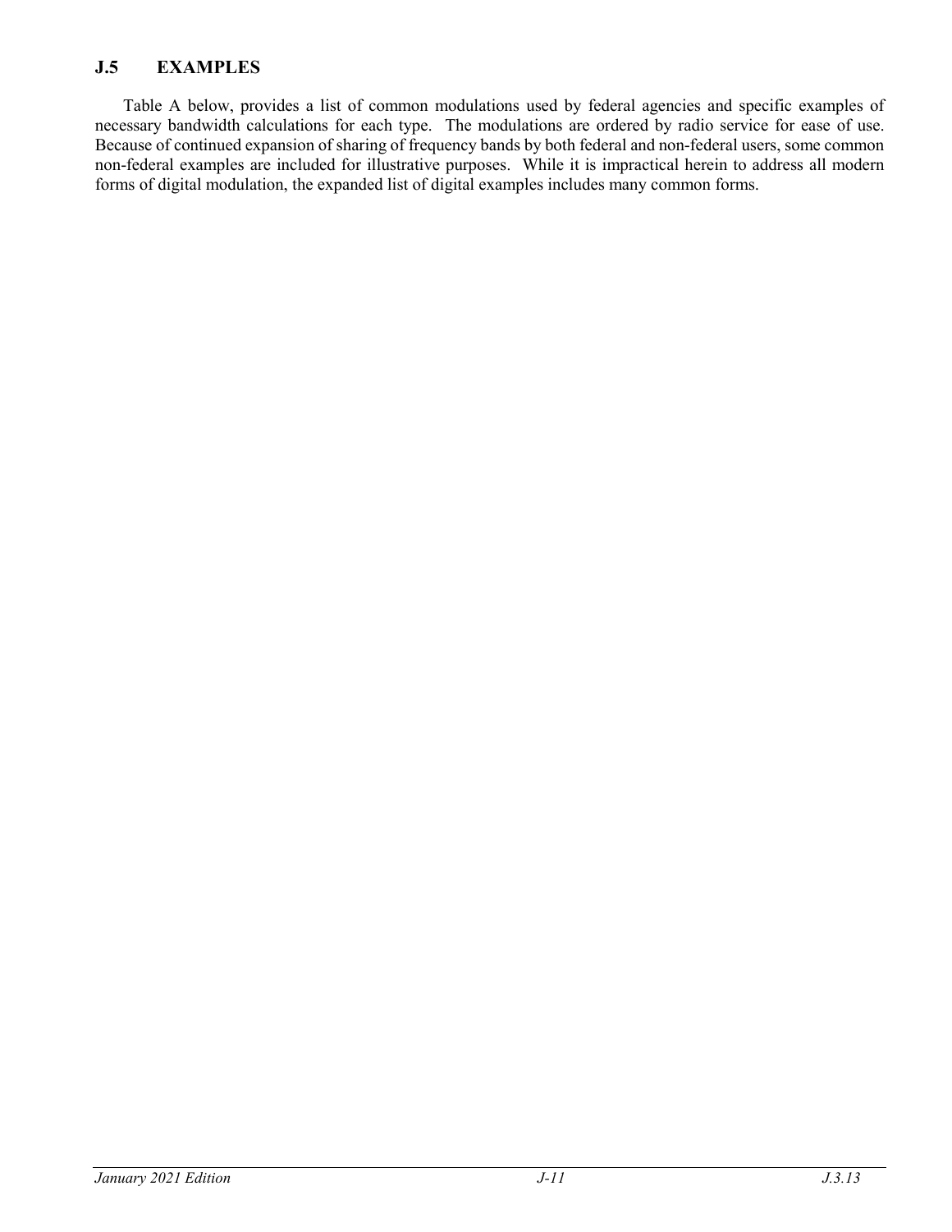## J.5 EXAMPLES

Table A below, provides a list of common modulations used by federal agencies and specific examples of necessary bandwidth calculations for each type. The modulations are ordered by radio service for ease of use. Because of continued expansion of sharing of frequency bands by both federal and non-federal users, some common non-federal examples are included for illustrative purposes. While it is impractical herein to address all modern forms of digital modulation, the expanded list of digital examples includes many common forms.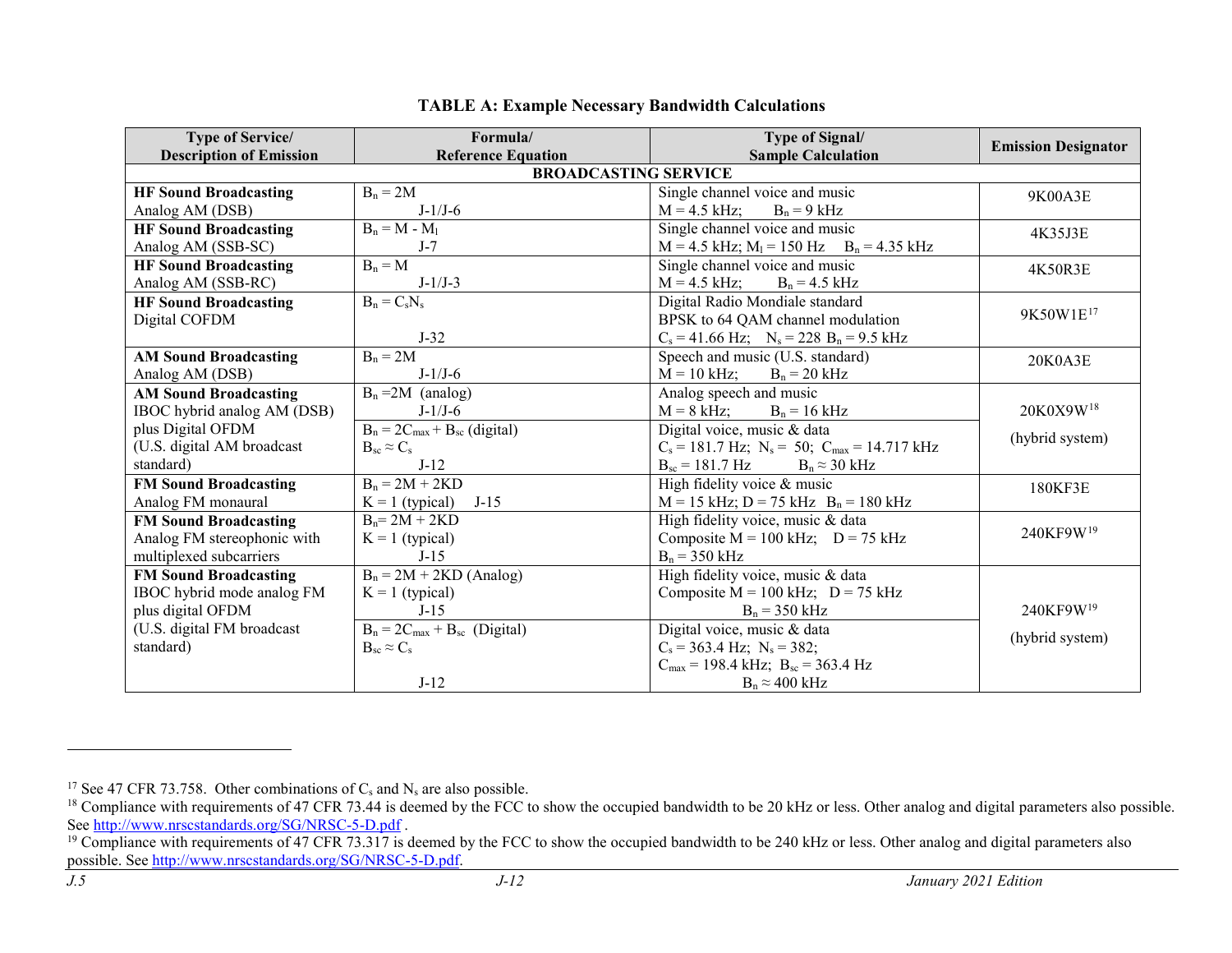**TABLE A: Example Necessary Bandwidth Calculations**

| Type of Service/ Description of Emission | Formula/ Reference Equation | Type of Signal/ Sample Calculation | Emission Designator |
|---|---|---|---|
| **BROADCASTING SERVICE** | | | |
| **HF Sound Broadcasting** Analog AM (DSB) | $B_n = 2M$ J-1/J-6 | Single channel voice and music $M = 4.5$ kHz; $B_n = 9$ kHz | 9K00A3E |
| **HF Sound Broadcasting** Analog AM (SSB-SC) | $B_n = M - M_l$ J-7 | Single channel voice and music $M = 4.5$ kHz; $M_l = 150$ Hz $B_n = 4.35$ kHz | 4K35J3E |
| **HF Sound Broadcasting** Analog AM (SSB-RC) | $B_n = M$ J-1/J-3 | Single channel voice and music $M = 4.5$ kHz; $B_n = 4.5$ kHz | 4K50R3E |
| **HF Sound Broadcasting** Digital COFDM | $B_n = C_sN_s$ J-32 | Digital Radio Mondiale standard BPSK to 64 QAM channel modulation $C_s = 41.66$ Hz; $N_s = 228$ $B_n = 9.5$ kHz | 9K50W1E[17] |
| **AM Sound Broadcasting** Analog AM (DSB) | $B_n = 2M$ J-1/J-6 | Speech and music (U.S. standard) $M = 10$ kHz; $B_n = 20$ kHz | 20K0A3E |
| **AM Sound Broadcasting** IBOC hybrid analog AM (DSB) plus Digital OFDM (U.S. digital AM broadcast standard) | $B_n = 2M$ (analog) J-1/J-6 | Analog speech and music $M = 8$ kHz; $B_n = 16$ kHz | 20K0X9W[18] (hybrid system) |
| | $B_n = 2C_{max} + B_{sc}$ (digital) $B_{sc} \approx C_s$ J-12 | Digital voice, music & data $C_s = 181.7$ Hz; $N_s = 50$; $C_{max} = 14.717$ kHz $B_{sc} = 181.7$ Hz $B_n \approx 30$ kHz | |
| **FM Sound Broadcasting** Analog FM monaural | $B_n = 2M + 2KD$ $K = 1$ (typical) J-15 | High fidelity voice & music $M = 15$ kHz; $D = 75$ kHz $B_n = 180$ kHz | 180KF3E |
| **FM Sound Broadcasting** Analog FM stereophonic with multiplexed subcarriers | $B_n = 2M + 2KD$ $K = 1$ (typical) J-15 | High fidelity voice, music & data Composite $M = 100$ kHz; $D = 75$ kHz $B_n = 350$ kHz | 240KF9W[19] |
| **FM Sound Broadcasting** IBOC hybrid mode analog FM plus digital OFDM (U.S. digital FM broadcast standard) | $B_n = 2M + 2KD$ (Analog) $K = 1$ (typical) J-15 | High fidelity voice, music & data Composite $M = 100$ kHz; $D = 75$ kHz $B_n = 350$ kHz | 240KF9W[19] (hybrid system) |
| | $B_n = 2C_{max} + B_{sc}$ (Digital) $B_{sc} \approx C_s$ J-12 | Digital voice, music & data $C_s = 363.4$ Hz; $N_s = 382$; $C_{max} = 198.4$ kHz; $B_{sc} = 363.4$ Hz $B_n \approx 400$ kHz | |

---

[17] See 47 CFR 73.758. Other combinations of $C_s$ and $N_s$ are also possible.

[18] Compliance with requirements of 47 CFR 73.44 is deemed by the FCC to show the occupied bandwidth to be 20 kHz or less. Other analog and digital parameters also possible. See http://www.nrscstandards.org/SG/NRSC-5-D.pdf .

[19] Compliance with requirements of 47 CFR 73.317 is deemed by the FCC to show the occupied bandwidth to be 240 kHz or less. Other analog and digital parameters also possible. See http://www.nrscstandards.org/SG/NRSC-5-D.pdf.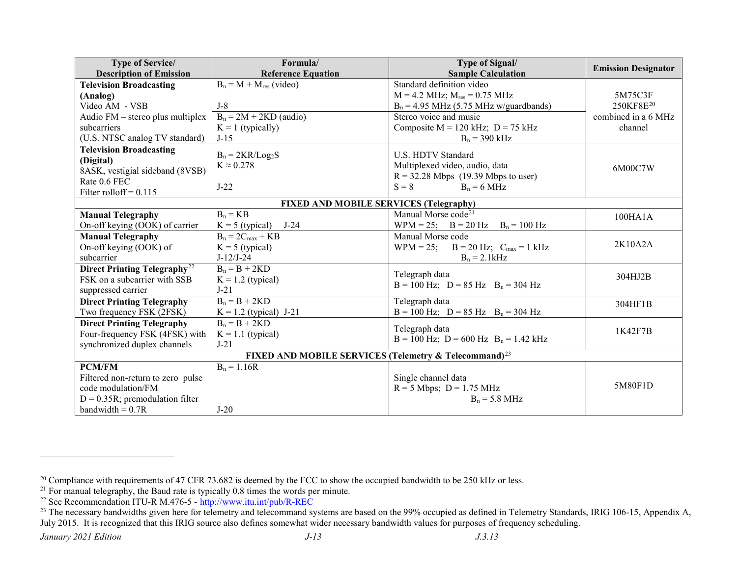| Type of Service/ Description of Emission | Formula/ Reference Equation | Type of Signal/ Sample Calculation | Emission Designator |
|---|---|---|---|
| **Television Broadcasting (Analog)** Video AM - VSB Audio FM – stereo plus multiplex subcarriers (U.S. NTSC analog TV standard) | $B_n = M + M_{res}$ (video) J-8 $B_n = 2M + 2KD$ (audio) $K = 1$ (typically) J-15 | Standard definition video $M = 4.2$ MHz; $M_{res} = 0.75$ MHz $B_n = 4.95$ MHz (5.75 MHz w/guardbands) Stereo voice and music Composite $M = 120$ kHz; $D = 75$ kHz $B_n = 390$ kHz | 5M75C3F 250KF8E[20] combined in a 6 MHz channel |
| **Television Broadcasting (Digital)** 8ASK, vestigial sideband (8VSB) Rate 0.6 FEC Filter rolloff = 0.115 | $B_n = 2KR/\text{Log}_2S$ $K \approx 0.278$ J-22 | U.S. HDTV Standard Multiplexed video, audio, data $R = 32.28$ Mbps (19.39 Mbps to user) $S = 8$ $B_n = 6$ MHz | 6M00C7W |
| **FIXED AND MOBILE SERVICES (Telegraphy)** | | | |
| **Manual Telegraphy** On-off keying (OOK) of carrier | $B_n = KB$ $K = 5$ (typical) J-24 | Manual Morse code[21] WPM = 25; B = 20 Hz $B_n = 100$ Hz | 100HA1A |
| **Manual Telegraphy** On-off keying (OOK) of subcarrier | $B_n = 2C_{max} + KB$ $K = 5$ (typical) J-12/J-24 | Manual Morse code WPM = 25; B = 20 Hz; $C_{max} = 1$ kHz $B_n = 2.1$kHz | 2K10A2A |
| **Direct Printing Telegraphy**[22] FSK on a subcarrier with SSB suppressed carrier | $B_n = B + 2KD$ $K = 1.2$ (typical) J-21 | Telegraph data B = 100 Hz; D = 85 Hz $B_n = 304$ Hz | 304HJ2B |
| **Direct Printing Telegraphy** Two frequency FSK (2FSK) | $B_n = B + 2KD$ $K = 1.2$ (typical) J-21 | Telegraph data B = 100 Hz; D = 85 Hz $B_n = 304$ Hz | 304HF1B |
| **Direct Printing Telegraphy** Four-frequency FSK (4FSK) with synchronized duplex channels | $B_n = B + 2KD$ $K = 1.1$ (typical) J-21 | Telegraph data B = 100 Hz; D = 600 Hz $B_n = 1.42$ kHz | 1K42F7B |
| **FIXED AND MOBILE SERVICES (Telemetry & Telecommand)**[23] | | | |
| **PCM/FM** Filtered non-return to zero pulse code modulation/FM D = 0.35R; premodulation filter bandwidth = 0.7R | $B_n = 1.16R$ J-20 | Single channel data R = 5 Mbps; D = 1.75 MHz $B_n = 5.8$ MHz | 5M80F1D |

[20] Compliance with requirements of 47 CFR 73.682 is deemed by the FCC to show the occupied bandwidth to be 250 kHz or less.

[21] For manual telegraphy, the Baud rate is typically 0.8 times the words per minute.

[22] See Recommendation ITU-R M.476-5 - http://www.itu.int/pub/R-REC

[23] The necessary bandwidths given here for telemetry and telecommand systems are based on the 99% occupied as defined in Telemetry Standards, IRIG 106-15, Appendix A, July 2015. It is recognized that this IRIG source also defines somewhat wider necessary bandwidth values for purposes of frequency scheduling.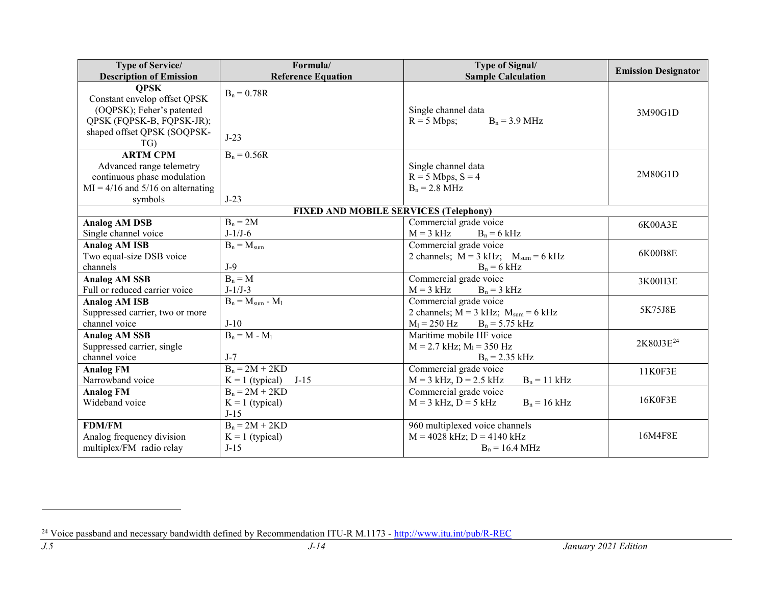| Type of Service/ Description of Emission | Formula/ Reference Equation | Type of Signal/ Sample Calculation | Emission Designator |
|---|---|---|---|
| **QPSK** Constant envelop offset QPSK (OQPSK); Feher's patented QPSK (FQPSK-B, FQPSK-JR); shaped offset QPSK (SOQPSK-TG) | $B_n = 0.78R$ J-23 | Single channel data $R = 5$ Mbps; $B_n = 3.9$ MHz | 3M90G1D |
| **ARTM CPM** Advanced range telemetry continuous phase modulation MI = 4/16 and 5/16 on alternating symbols | $B_n = 0.56R$ J-23 | Single channel data $R = 5$ Mbps, $S = 4$ $B_n = 2.8$ MHz | 2M80G1D |
| **FIXED AND MOBILE SERVICES (Telephony)** | | | |
| **Analog AM DSB** Single channel voice | $B_n = 2M$ J-1/J-6 | Commercial grade voice $M = 3$ kHz $B_n = 6$ kHz | 6K00A3E |
| **Analog AM ISB** Two equal-size DSB voice channels | $B_n = M_{sum}$ J-9 | Commercial grade voice 2 channels; $M = 3$ kHz; $M_{sum} = 6$ kHz $B_n = 6$ kHz | 6K00B8E |
| **Analog AM SSB** Full or reduced carrier voice | $B_n = M$ J-1/J-3 | Commercial grade voice $M = 3$ kHz $B_n = 3$ kHz | 3K00H3E |
| **Analog AM ISB** Suppressed carrier, two or more channel voice | $B_n = M_{sum} - M_l$ J-10 | Commercial grade voice 2 channels; $M = 3$ kHz; $M_{sum} = 6$ kHz $M_l = 250$ Hz $B_n = 5.75$ kHz | 5K75J8E |
| **Analog AM SSB** Suppressed carrier, single channel voice | $B_n = M - M_l$ J-7 | Maritime mobile HF voice $M = 2.7$ kHz; $M_l = 350$ Hz $B_n = 2.35$ kHz | 2K80J3E[24] |
| **Analog FM** Narrowband voice | $B_n = 2M + 2KD$ $K = 1$ (typical) J-15 | Commercial grade voice $M = 3$ kHz, $D = 2.5$ kHz $B_n = 11$ kHz | 11K0F3E |
| **Analog FM** Wideband voice | $B_n = 2M + 2KD$ $K = 1$ (typical) J-15 | Commercial grade voice $M = 3$ kHz, $D = 5$ kHz $B_n = 16$ kHz | 16K0F3E |
| **FDM/FM** Analog frequency division multiplex/FM radio relay | $B_n = 2M + 2KD$ $K = 1$ (typical) J-15 | 960 multiplexed voice channels $M = 4028$ kHz; $D = 4140$ kHz $B_n = 16.4$ MHz | 16M4F8E |

[24] Voice passband and necessary bandwidth defined by Recommendation ITU-R M.1173 - http://www.itu.int/pub/R-REC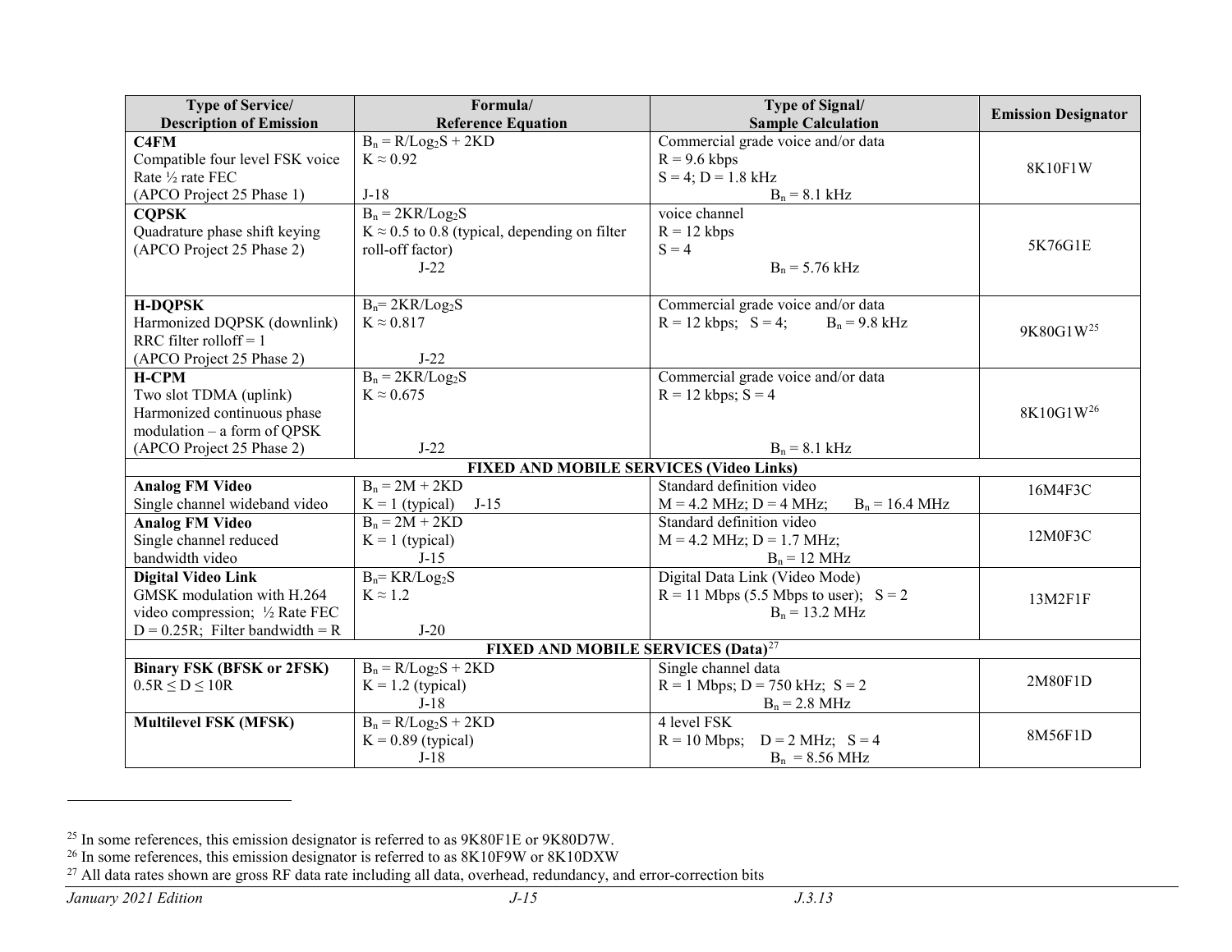| Type of Service/ Description of Emission | Formula/ Reference Equation | Type of Signal/ Sample Calculation | Emission Designator |
|---|---|---|---|
| **C4FM** Compatible four level FSK voice Rate ½ rate FEC (APCO Project 25 Phase 1) | $B_n = R/Log_2S + 2KD$ $K \approx 0.92$ J-18 | Commercial grade voice and/or data $R = 9.6$ kbps $S = 4$; $D = 1.8$ kHz $B_n = 8.1$ kHz | 8K10F1W |
| **CQPSK** Quadrature phase shift keying (APCO Project 25 Phase 2) | $B_n = 2KR/Log_2S$ $K \approx 0.5$ to 0.8 (typical, depending on filter roll-off factor) J-22 | voice channel $R = 12$ kbps $S = 4$ $B_n = 5.76$ kHz | 5K76G1E |
| **H-DQPSK** Harmonized DQPSK (downlink) RRC filter rolloff = 1 (APCO Project 25 Phase 2) | $B_n = 2KR/Log_2S$ $K \approx 0.817$ J-22 | Commercial grade voice and/or data $R = 12$ kbps; $S = 4$; $B_n = 9.8$ kHz | 9K80G1W[25] |
| **H-CPM** Two slot TDMA (uplink) Harmonized continuous phase modulation – a form of QPSK (APCO Project 25 Phase 2) | $B_n = 2KR/Log_2S$ $K \approx 0.675$ J-22 | Commercial grade voice and/or data $R = 12$ kbps; $S = 4$ $B_n = 8.1$ kHz | 8K10G1W[26] |
| **FIXED AND MOBILE SERVICES (Video Links)** | | | |
| **Analog FM Video** Single channel wideband video | $B_n = 2M + 2KD$ $K = 1$ (typical) J-15 | Standard definition video $M = 4.2$ MHz; $D = 4$ MHz; $B_n = 16.4$ MHz | 16M4F3C |
| **Analog FM Video** Single channel reduced bandwidth video | $B_n = 2M + 2KD$ $K = 1$ (typical) J-15 | Standard definition video $M = 4.2$ MHz; $D = 1.7$ MHz; $B_n = 12$ MHz | 12M0F3C |
| **Digital Video Link** GMSK modulation with H.264 video compression; ½ Rate FEC $D = 0.25R$; Filter bandwidth = R | $B_n = KR/Log_2S$ $K \approx 1.2$ J-20 | Digital Data Link (Video Mode) $R = 11$ Mbps (5.5 Mbps to user); $S = 2$ $B_n = 13.2$ MHz | 13M2F1F |
| **FIXED AND MOBILE SERVICES (Data)**[27] | | | |
| **Binary FSK (BFSK or 2FSK)** $0.5R \leq D \leq 10R$ | $B_n = R/Log_2S + 2KD$ $K = 1.2$ (typical) J-18 | Single channel data $R = 1$ Mbps; $D = 750$ kHz; $S = 2$ $B_n = 2.8$ MHz | 2M80F1D |
| **Multilevel FSK (MFSK)** | $B_n = R/Log_2S + 2KD$ $K = 0.89$ (typical) J-18 | 4 level FSK $R = 10$ Mbps; $D = 2$ MHz; $S = 4$ $B_n = 8.56$ MHz | 8M56F1D |

[25] In some references, this emission designator is referred to as 9K80F1E or 9K80D7W.

[26] In some references, this emission designator is referred to as 8K10F9W or 8K10DXW

[27] All data rates shown are gross RF data rate including all data, overhead, redundancy, and error-correction bits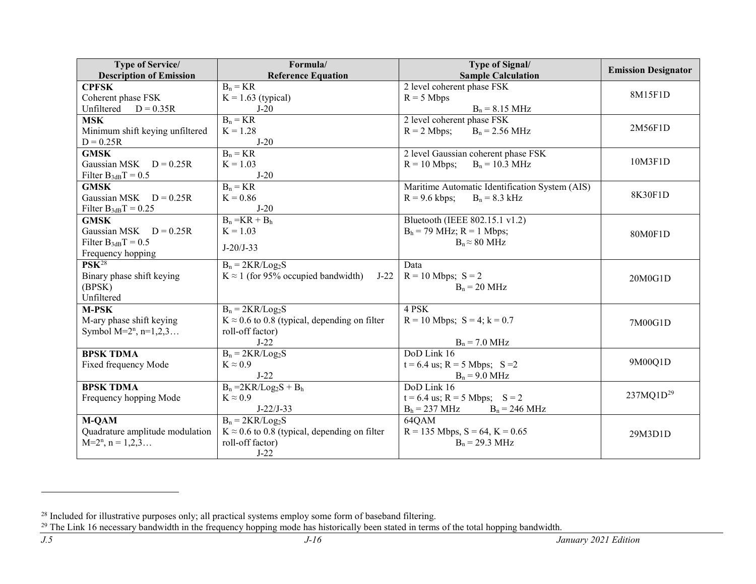| Type of Service/ Description of Emission | Formula/ Reference Equation | Type of Signal/ Sample Calculation | Emission Designator |
|---|---|---|---|
| **CPFSK** Coherent phase FSK Unfiltered $D = 0.35R$ | $B_n = KR$ $K = 1.63$ (typical) J-20 | 2 level coherent phase FSK $R = 5$ Mbps $B_n = 8.15$ MHz | 8M15F1D |
| **MSK** Minimum shift keying unfiltered $D = 0.25R$ | $B_n = KR$ $K = 1.28$ J-20 | 2 level coherent phase FSK $R = 2$ Mbps; $B_n = 2.56$ MHz | 2M56F1D |
| **GMSK** Gaussian MSK $D = 0.25R$ Filter $B_{3dB}T = 0.5$ | $B_n = KR$ $K = 1.03$ J-20 | 2 level Gaussian coherent phase FSK $R = 10$ Mbps; $B_n = 10.3$ MHz | 10M3F1D |
| **GMSK** Gaussian MSK $D = 0.25R$ Filter $B_{3dB}T = 0.25$ | $B_n = KR$ $K = 0.86$ J-20 | Maritime Automatic Identification System (AIS) $R = 9.6$ kbps; $B_n = 8.3$ kHz | 8K30F1D |
| **GMSK** Gaussian MSK $D = 0.25R$ Filter $B_{3dB}T = 0.5$ Frequency hopping | $B_n = KR + B_h$ $K = 1.03$ J-20/J-33 | Bluetooth (IEEE 802.15.1 v1.2) $B_h = 79$ MHz; $R = 1$ Mbps; $B_n \approx 80$ MHz | 80M0F1D |
| **PSK**[28] Binary phase shift keying (BPSK) Unfiltered | $B_n = 2KR/\text{Log}_2 S$ $K \approx 1$ (for 95% occupied bandwidth) J-22 | Data $R = 10$ Mbps; $S = 2$ $B_n = 20$ MHz | 20M0G1D |
| **M-PSK** M-ary phase shift keying Symbol $M=2^n$, $n=1,2,3\ldots$ | $B_n = 2KR/\text{Log}_2 S$ $K \approx 0.6$ to $0.8$ (typical, depending on filter roll-off factor) J-22 | 4 PSK $R = 10$ Mbps; $S = 4$; $k = 0.7$ $B_n = 7.0$ MHz | 7M00G1D |
| **BPSK TDMA** Fixed frequency Mode | $B_n = 2KR/\text{Log}_2 S$ $K \approx 0.9$ J-22 | DoD Link 16 $t = 6.4$ us; $R = 5$ Mbps; $S = 2$ $B_n = 9.0$ MHz | 9M00Q1D |
| **BPSK TDMA** Frequency hopping Mode | $B_n = 2KR/\text{Log}_2 S + B_h$ $K \approx 0.9$ J-22/J-33 | DoD Link 16 $t = 6.4$ us; $R = 5$ Mbps; $S = 2$ $B_h = 237$ MHz $B_n = 246$ MHz | 237MQ1D[29] |
| **M-QAM** Quadrature amplitude modulation $M=2^n$, $n = 1,2,3\ldots$ | $B_n = 2KR/\text{Log}_2 S$ $K \approx 0.6$ to $0.8$ (typical, depending on filter roll-off factor) J-22 | 64QAM $R = 135$ Mbps, $S = 64$, $K = 0.65$ $B_n = 29.3$ MHz | 29M3D1D |

[28] Included for illustrative purposes only; all practical systems employ some form of baseband filtering.

[29] The Link 16 necessary bandwidth in the frequency hopping mode has historically been stated in terms of the total hopping bandwidth.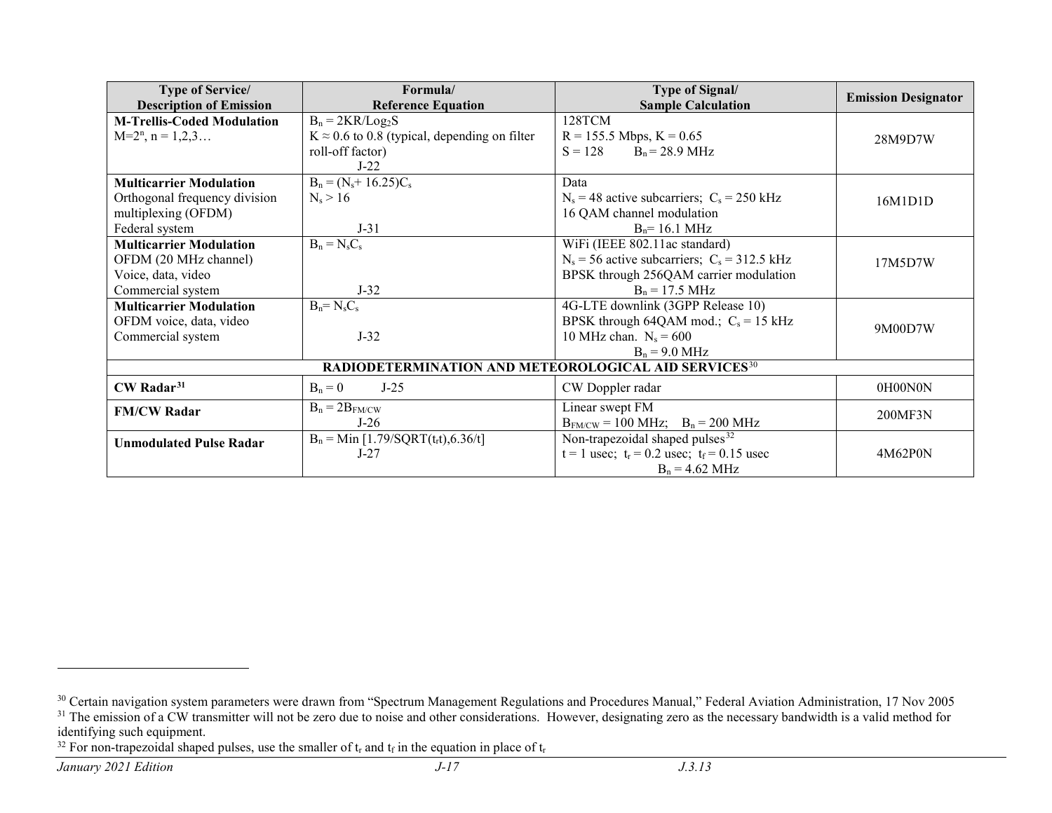| Type of Service/ Description of Emission | Formula/ Reference Equation | Type of Signal/ Sample Calculation | Emission Designator |
|---|---|---|---|
| **M-Trellis-Coded Modulation** $M=2^n$, n = 1,2,3… | $B_n = 2KR/Log_2S$ <br> $K \approx 0.6$ to 0.8 (typical, depending on filter roll-off factor) <br> J-22 | 128TCM <br> R = 155.5 Mbps, K = 0.65 <br> S = 128 $B_n$ = 28.9 MHz | 28M9D7W |
| **Multicarrier Modulation** Orthogonal frequency division multiplexing (OFDM) Federal system | $B_n = (N_s + 16.25)C_s$ <br> $N_s > 16$ <br> J-31 | Data <br> $N_s$ = 48 active subcarriers; $C_s$ = 250 kHz <br> 16 QAM channel modulation <br> $B_n$= 16.1 MHz | 16M1D1D |
| **Multicarrier Modulation** OFDM (20 MHz channel) Voice, data, video Commercial system | $B_n = N_sC_s$ <br> J-32 | WiFi (IEEE 802.11ac standard) <br> $N_s$ = 56 active subcarriers; $C_s$ = 312.5 kHz <br> BPSK through 256QAM carrier modulation <br> $B_n$ = 17.5 MHz | 17M5D7W |
| **Multicarrier Modulation** OFDM voice, data, video Commercial system | $B_n= N_sC_s$ <br> J-32 | 4G-LTE downlink (3GPP Release 10) <br> BPSK through 64QAM mod.; $C_s$ = 15 kHz <br> 10 MHz chan. $N_s$ = 600 <br> $B_n$ = 9.0 MHz | 9M00D7W |
| **RADIODETERMINATION AND METEOROLOGICAL AID SERVICES**[30] | | | |
| **CW Radar**[31] | $B_n = 0$ J-25 | CW Doppler radar | 0H00N0N |
| **FM/CW Radar** | $B_n = 2B_{FM/CW}$ <br> J-26 | Linear swept FM <br> $B_{FM/CW}$ = 100 MHz; $B_n$ = 200 MHz | 200MF3N |
| **Unmodulated Pulse Radar** | $B_n = \text{Min}\ [1.79/\text{SQRT}(t_rt), 6.36/t]$ <br> J-27 | Non-trapezoidal shaped pulses[32] <br> t = 1 usec; $t_r$ = 0.2 usec; $t_f$ = 0.15 usec <br> $B_n$ = 4.62 MHz | 4M62P0N |

[30] Certain navigation system parameters were drawn from "Spectrum Management Regulations and Procedures Manual," Federal Aviation Administration, 17 Nov 2005

[31] The emission of a CW transmitter will not be zero due to noise and other considerations. However, designating zero as the necessary bandwidth is a valid method for identifying such equipment.

[32] For non-trapezoidal shaped pulses, use the smaller of $t_r$ and $t_f$ in the equation in place of $t_r$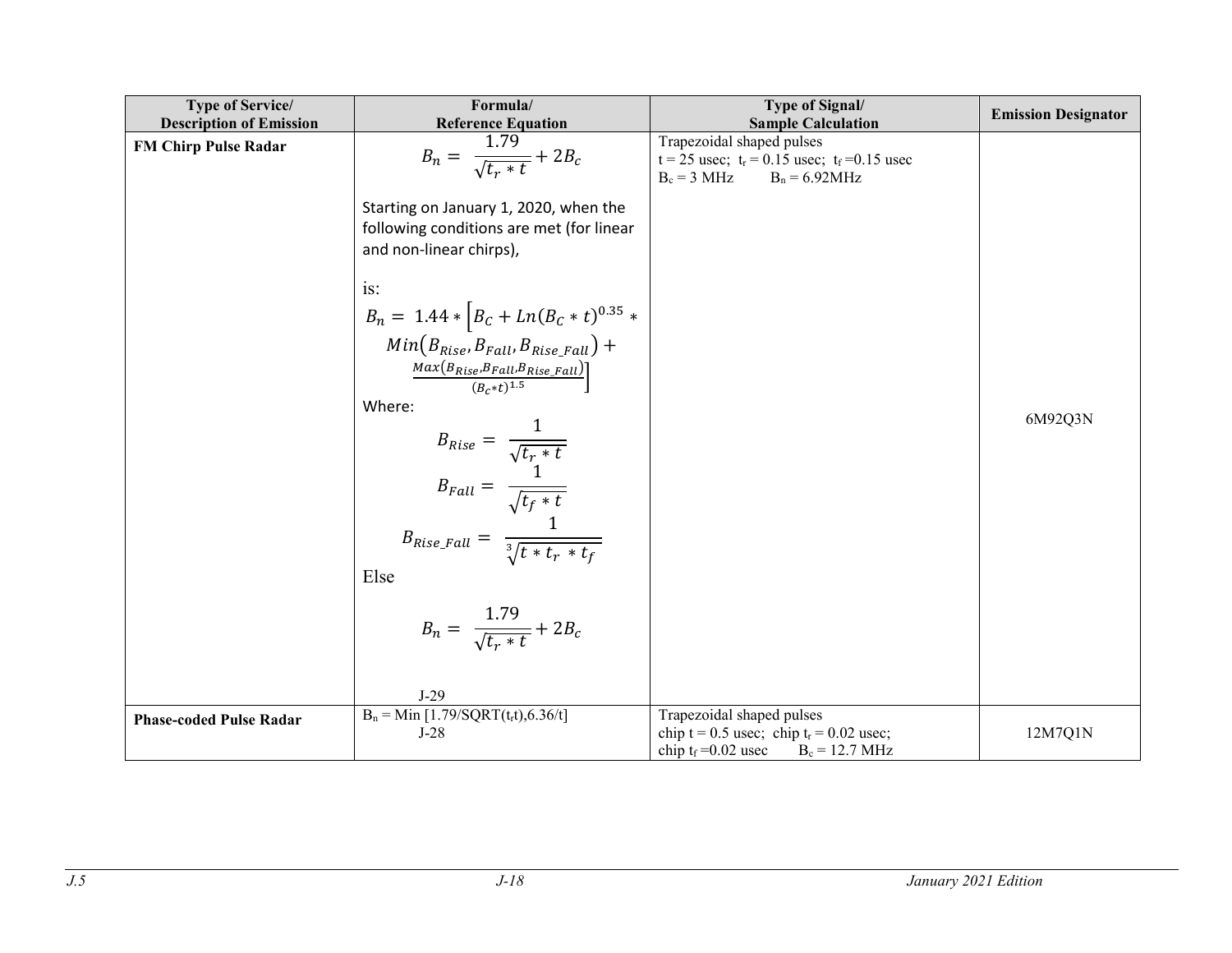| Type of Service/ Description of Emission | Formula/ Reference Equation | Type of Signal/ Sample Calculation | Emission Designator |
|---|---|---|---|
| **FM Chirp Pulse Radar** | $B_n = \frac{1.79}{\sqrt{t_r * t}} + 2B_c$ <br><br> Starting on January 1, 2020, when the following conditions are met (for linear and non-linear chirps), <br><br> is: <br> $B_n = 1.44 * \left[B_C + Ln(B_C * t)^{0.35} * Min(B_{Rise}, B_{Fall}, B_{Rise\_Fall}) + \frac{Max(B_{Rise}, B_{Fall}, B_{Rise\_Fall})}{(B_c * t)^{1.5}}\right]$ <br> Where: <br> $B_{Rise} = \frac{1}{\sqrt{t_r * t}}$ <br> $B_{Fall} = \frac{1}{\sqrt{t_f * t}}$ <br> $B_{Rise\_Fall} = \frac{1}{\sqrt[3]{t * t_r * t_f}}$ <br> Else <br> $B_n = \frac{1.79}{\sqrt{t_r * t}} + 2B_c$ <br><br> J-29 | Trapezoidal shaped pulses <br> t = 25 usec; $t_r$ = 0.15 usec; $t_f$ =0.15 usec <br> $B_c$ = 3 MHz $B_n$ = 6.92MHz | 6M92Q3N |
| **Phase-coded Pulse Radar** | $B_n$ = Min [1.79/SQRT($t_r$t),6.36/t] <br> J-28 | Trapezoidal shaped pulses <br> chip t = 0.5 usec; chip $t_r$ = 0.02 usec; <br> chip $t_f$ =0.02 usec $B_c$ = 12.7 MHz | 12M7Q1N |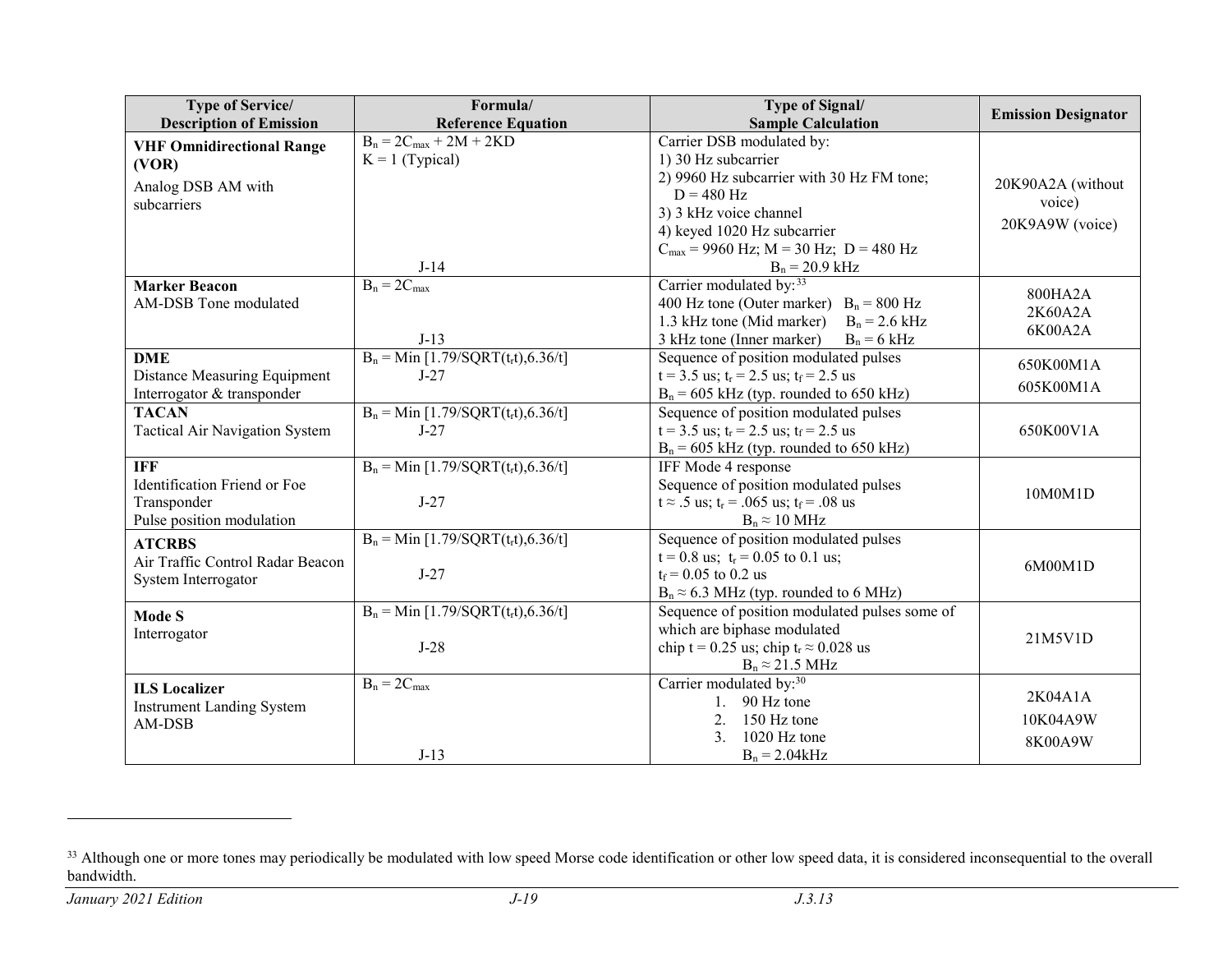| Type of Service/<br>Description of Emission | Formula/<br>Reference Equation | Type of Signal/<br>Sample Calculation | Emission Designator |
|---|---|---|---|
| **VHF Omnidirectional Range (VOR)**<br>Analog DSB AM with subcarriers | $B_n = 2C_{max} + 2M + 2KD$<br>K = 1 (Typical)<br>J-14 | Carrier DSB modulated by:<br>1) 30 Hz subcarrier<br>2) 9960 Hz subcarrier with 30 Hz FM tone; D = 480 Hz<br>3) 3 kHz voice channel<br>4) keyed 1020 Hz subcarrier<br>$C_{max}$ = 9960 Hz; M = 30 Hz; D = 480 Hz<br>$B_n$ = 20.9 kHz | 20K90A2A (without voice)<br>20K9A9W (voice) |
| **Marker Beacon**<br>AM-DSB Tone modulated | $B_n = 2C_{max}$<br>J-13 | Carrier modulated by:[33]<br>400 Hz tone (Outer marker) $B_n$ = 800 Hz<br>1.3 kHz tone (Mid marker) $B_n$ = 2.6 kHz<br>3 kHz tone (Inner marker) $B_n$ = 6 kHz | 800HA2A<br>2K60A2A<br>6K00A2A |
| **DME**<br>Distance Measuring Equipment Interrogator & transponder | $B_n$ = Min [1.79/SQRT($t_r$t),6.36/t]<br>J-27 | Sequence of position modulated pulses<br>t = 3.5 us; $t_r$ = 2.5 us; $t_f$ = 2.5 us<br>$B_n$ = 605 kHz (typ. rounded to 650 kHz) | 650K00M1A<br>605K00M1A |
| **TACAN**<br>Tactical Air Navigation System | $B_n$ = Min [1.79/SQRT($t_r$t),6.36/t]<br>J-27 | Sequence of position modulated pulses<br>t = 3.5 us; $t_r$ = 2.5 us; $t_f$ = 2.5 us<br>$B_n$ = 605 kHz (typ. rounded to 650 kHz) | 650K00V1A |
| **IFF**<br>Identification Friend or Foe Transponder<br>Pulse position modulation | $B_n$ = Min [1.79/SQRT($t_r$t),6.36/t]<br>J-27 | IFF Mode 4 response<br>Sequence of position modulated pulses<br>t ≈ .5 us; $t_r$ = .065 us; $t_f$ = .08 us<br>$B_n$ ≈ 10 MHz | 10M0M1D |
| **ATCRBS**<br>Air Traffic Control Radar Beacon System Interrogator | $B_n$ = Min [1.79/SQRT($t_r$t),6.36/t]<br>J-27 | Sequence of position modulated pulses<br>t = 0.8 us; $t_r$ = 0.05 to 0.1 us;<br>$t_f$ = 0.05 to 0.2 us<br>$B_n$ ≈ 6.3 MHz (typ. rounded to 6 MHz) | 6M00M1D |
| **Mode S**<br>Interrogator | $B_n$ = Min [1.79/SQRT($t_r$t),6.36/t]<br>J-28 | Sequence of position modulated pulses some of which are biphase modulated<br>chip t = 0.25 us; chip $t_r$ ≈ 0.028 us<br>$B_n$ ≈ 21.5 MHz | 21M5V1D |
| **ILS Localizer**<br>Instrument Landing System<br>AM-DSB | $B_n = 2C_{max}$<br>J-13 | Carrier modulated by:[30]<br>1. 90 Hz tone<br>2. 150 Hz tone<br>3. 1020 Hz tone<br>$B_n$ = 2.04kHz | 2K04A1A<br>10K04A9W<br>8K00A9W |

[33] Although one or more tones may periodically be modulated with low speed Morse code identification or other low speed data, it is considered inconsequential to the overall bandwidth.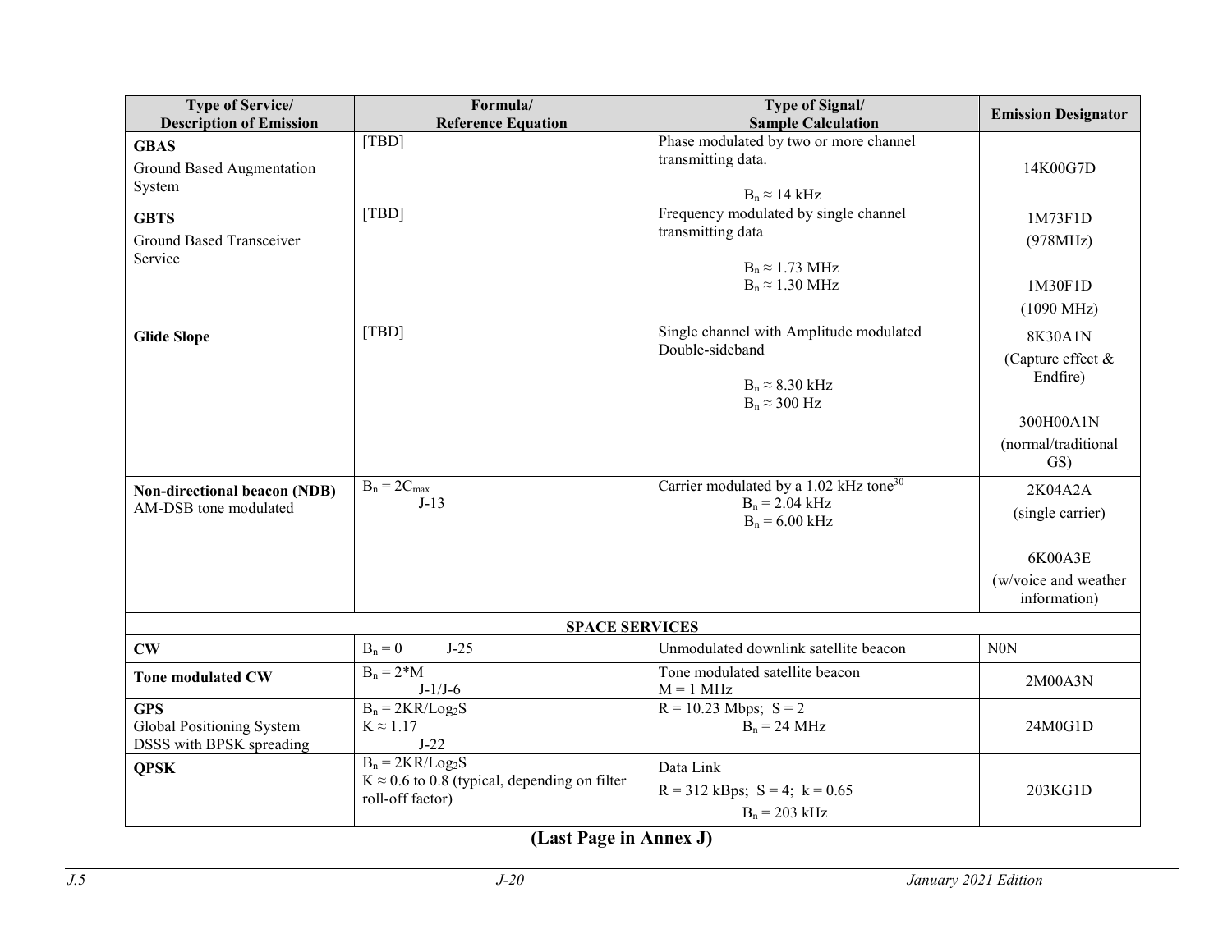| Type of Service/ Description of Emission | Formula/ Reference Equation | Type of Signal/ Sample Calculation | Emission Designator |
|---|---|---|---|
| **GBAS** Ground Based Augmentation System | [TBD] | Phase modulated by two or more channel transmitting data. $B_n \approx 14$ kHz | 14K00G7D |
| **GBTS** Ground Based Transceiver Service | [TBD] | Frequency modulated by single channel transmitting data $B_n \approx 1.73$ MHz $B_n \approx 1.30$ MHz | 1M73F1D (978MHz) 1M30F1D (1090 MHz) |
| **Glide Slope** | [TBD] | Single channel with Amplitude modulated Double-sideband $B_n \approx 8.30$ kHz $B_n \approx 300$ Hz | 8K30A1N (Capture effect & Endfire) 300H00A1N (normal/traditional GS) |
| **Non-directional beacon (NDB)** AM-DSB tone modulated | $B_n = 2C_{max}$ J-13 | Carrier modulated by a 1.02 kHz tone[30] $B_n = 2.04$ kHz $B_n = 6.00$ kHz | 2K04A2A (single carrier) 6K00A3E (w/voice and weather information) |
| | | **SPACE SERVICES** | |
| **CW** | $B_n = 0$ J-25 | Unmodulated downlink satellite beacon | N0N |
| **Tone modulated CW** | $B_n = 2*M$ J-1/J-6 | Tone modulated satellite beacon $M = 1$ MHz | 2M00A3N |
| **GPS** Global Positioning System DSSS with BPSK spreading | $B_n = 2KR/Log_2S$ $K \approx 1.17$ J-22 | $R = 10.23$ Mbps; $S = 2$ $B_n = 24$ MHz | 24M0G1D |
| **QPSK** | $B_n = 2KR/Log_2S$ $K \approx 0.6$ to $0.8$ (typical, depending on filter roll-off factor) | Data Link $R = 312$ kBps; $S = 4$; $k = 0.65$ $B_n = 203$ kHz | 203KG1D |

**(Last Page in Annex J)**